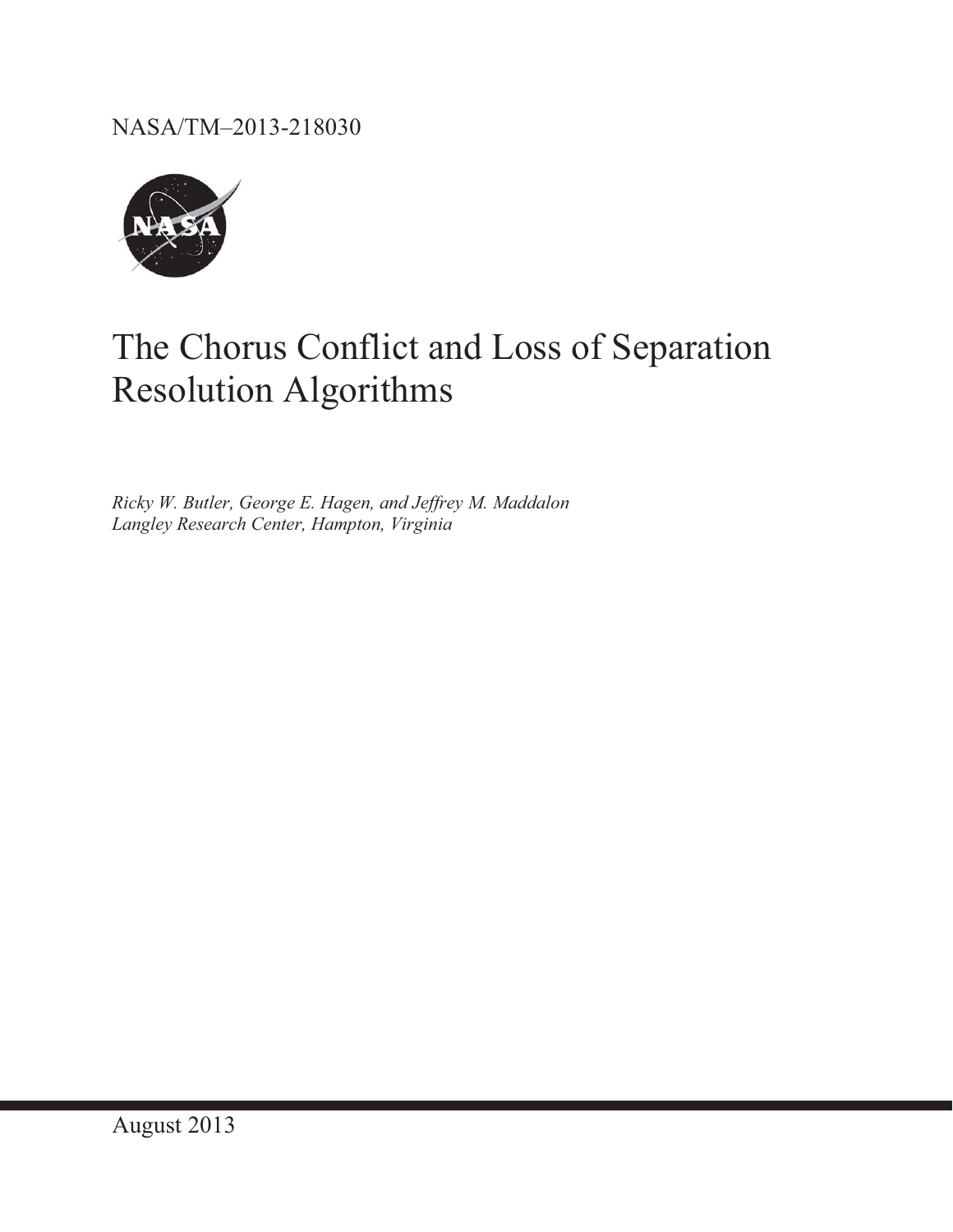NASA/TM–2013-218030

# The Chorus Conflict and Loss of Separation Resolution Algorithms

*Ricky W. Butler, George E. Hagen, and Jeffrey M. Maddalon*
*Langley Research Center, Hampton, Virginia*

August 2013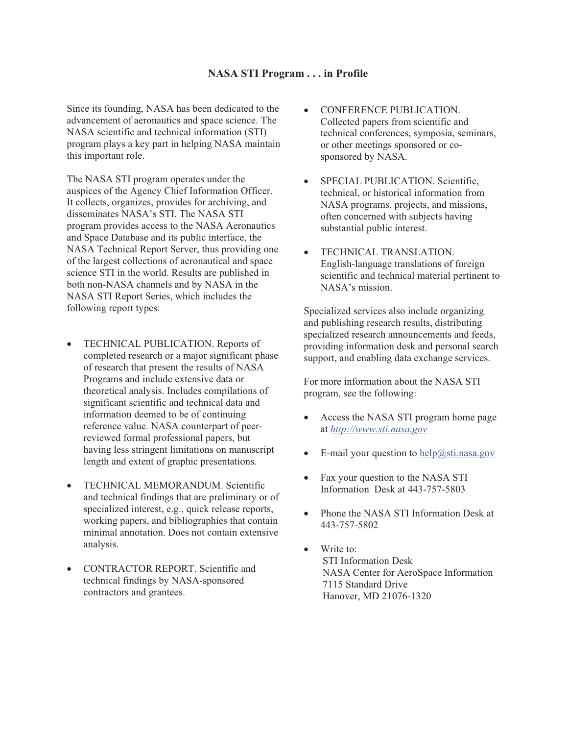## NASA STI Program . . . in Profile

Since its founding, NASA has been dedicated to the advancement of aeronautics and space science. The NASA scientific and technical information (STI) program plays a key part in helping NASA maintain this important role.

The NASA STI program operates under the auspices of the Agency Chief Information Officer. It collects, organizes, provides for archiving, and disseminates NASA's STI. The NASA STI program provides access to the NASA Aeronautics and Space Database and its public interface, the NASA Technical Report Server, thus providing one of the largest collections of aeronautical and space science STI in the world. Results are published in both non-NASA channels and by NASA in the NASA STI Report Series, which includes the following report types:

- TECHNICAL PUBLICATION. Reports of completed research or a major significant phase of research that present the results of NASA Programs and include extensive data or theoretical analysis. Includes compilations of significant scientific and technical data and information deemed to be of continuing reference value. NASA counterpart of peer-reviewed formal professional papers, but having less stringent limitations on manuscript length and extent of graphic presentations.

- TECHNICAL MEMORANDUM. Scientific and technical findings that are preliminary or of specialized interest, e.g., quick release reports, working papers, and bibliographies that contain minimal annotation. Does not contain extensive analysis.

- CONTRACTOR REPORT. Scientific and technical findings by NASA-sponsored contractors and grantees.

- CONFERENCE PUBLICATION. Collected papers from scientific and technical conferences, symposia, seminars, or other meetings sponsored or co-sponsored by NASA.

- SPECIAL PUBLICATION. Scientific, technical, or historical information from NASA programs, projects, and missions, often concerned with subjects having substantial public interest.

- TECHNICAL TRANSLATION. English-language translations of foreign scientific and technical material pertinent to NASA's mission.

Specialized services also include organizing and publishing research results, distributing specialized research announcements and feeds, providing information desk and personal search support, and enabling data exchange services.

For more information about the NASA STI program, see the following:

- Access the NASA STI program home page at *http://www.sti.nasa.gov*

- E-mail your question to help@sti.nasa.gov

- Fax your question to the NASA STI Information Desk at 443-757-5803

- Phone the NASA STI Information Desk at 443-757-5802

- Write to:
  STI Information Desk
  NASA Center for AeroSpace Information
  7115 Standard Drive
  Hanover, MD 21076-1320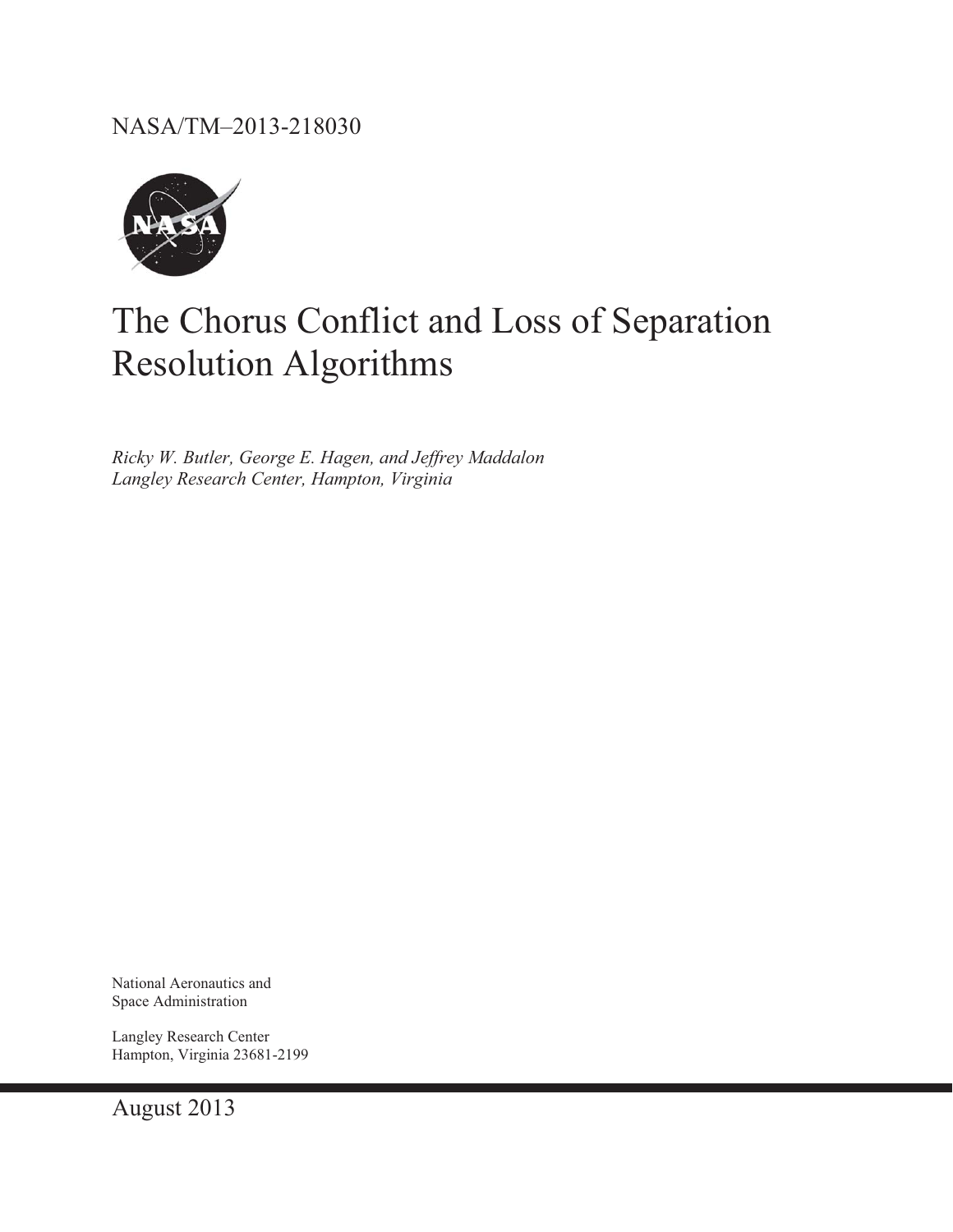NASA/TM–2013-218030

# The Chorus Conflict and Loss of Separation Resolution Algorithms

*Ricky W. Butler, George E. Hagen, and Jeffrey Maddalon*
*Langley Research Center, Hampton, Virginia*

National Aeronautics and
Space Administration

Langley Research Center
Hampton, Virginia 23681-2199

August 2013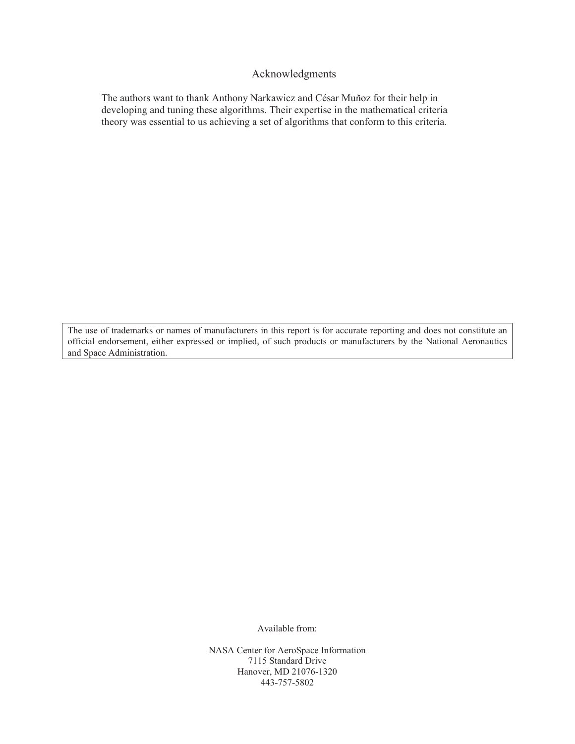# Acknowledgments

The authors want to thank Anthony Narkawicz and César Muñoz for their help in developing and tuning these algorithms. Their expertise in the mathematical criteria theory was essential to us achieving a set of algorithms that conform to this criteria.

The use of trademarks or names of manufacturers in this report is for accurate reporting and does not constitute an official endorsement, either expressed or implied, of such products or manufacturers by the National Aeronautics and Space Administration.

Available from:

NASA Center for AeroSpace Information
7115 Standard Drive
Hanover, MD 21076-1320
443-757-5802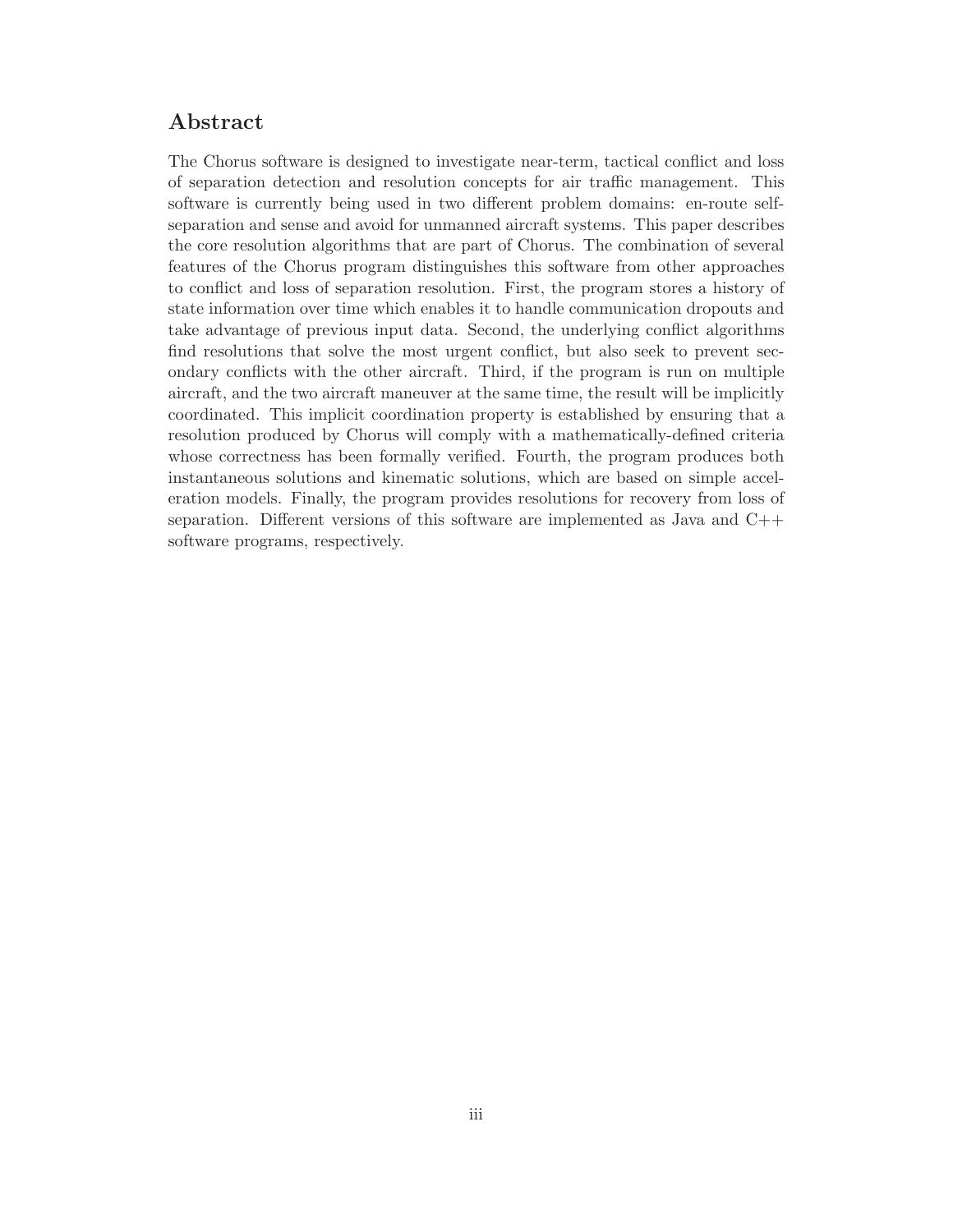## Abstract

The Chorus software is designed to investigate near-term, tactical conflict and loss of separation detection and resolution concepts for air traffic management. This software is currently being used in two different problem domains: en-route self-separation and sense and avoid for unmanned aircraft systems. This paper describes the core resolution algorithms that are part of Chorus. The combination of several features of the Chorus program distinguishes this software from other approaches to conflict and loss of separation resolution. First, the program stores a history of state information over time which enables it to handle communication dropouts and take advantage of previous input data. Second, the underlying conflict algorithms find resolutions that solve the most urgent conflict, but also seek to prevent secondary conflicts with the other aircraft. Third, if the program is run on multiple aircraft, and the two aircraft maneuver at the same time, the result will be implicitly coordinated. This implicit coordination property is established by ensuring that a resolution produced by Chorus will comply with a mathematically-defined criteria whose correctness has been formally verified. Fourth, the program produces both instantaneous solutions and kinematic solutions, which are based on simple acceleration models. Finally, the program provides resolutions for recovery from loss of separation. Different versions of this software are implemented as Java and C++ software programs, respectively.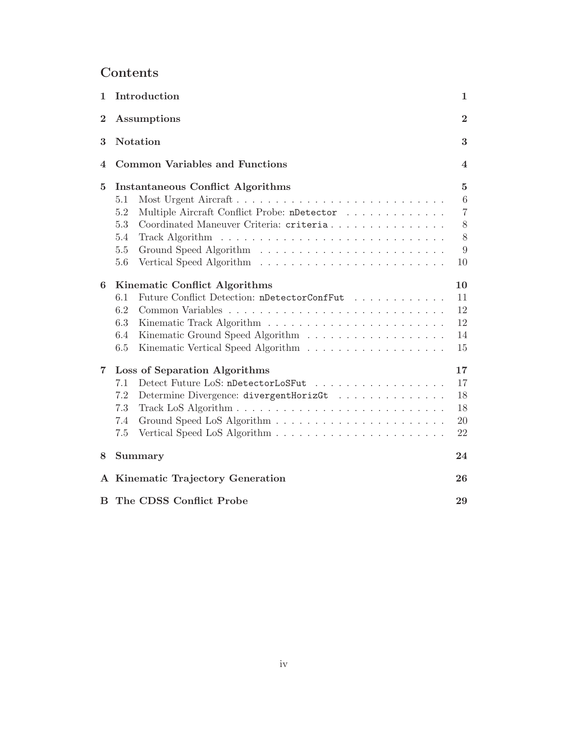# Contents

| | | |
|---|---|---|
| **1** | **Introduction** | **1** |
| **2** | **Assumptions** | **2** |
| **3** | **Notation** | **3** |
| **4** | **Common Variables and Functions** | **4** |
| **5** | **Instantaneous Conflict Algorithms** | **5** |
| 5.1 | Most Urgent Aircraft | 6 |
| 5.2 | Multiple Aircraft Conflict Probe: `nDetector` | 7 |
| 5.3 | Coordinated Maneuver Criteria: `criteria` | 8 |
| 5.4 | Track Algorithm | 8 |
| 5.5 | Ground Speed Algorithm | 9 |
| 5.6 | Vertical Speed Algorithm | 10 |
| **6** | **Kinematic Conflict Algorithms** | **10** |
| 6.1 | Future Conflict Detection: `nDetectorConfFut` | 11 |
| 6.2 | Common Variables | 12 |
| 6.3 | Kinematic Track Algorithm | 12 |
| 6.4 | Kinematic Ground Speed Algorithm | 14 |
| 6.5 | Kinematic Vertical Speed Algorithm | 15 |
| **7** | **Loss of Separation Algorithms** | **17** |
| 7.1 | Detect Future LoS: `nDetectorLoSFut` | 17 |
| 7.2 | Determine Divergence: `divergentHorizGt` | 18 |
| 7.3 | Track LoS Algorithm | 18 |
| 7.4 | Ground Speed LoS Algorithm | 20 |
| 7.5 | Vertical Speed LoS Algorithm | 22 |
| **8** | **Summary** | **24** |
| **A** | **Kinematic Trajectory Generation** | **26** |
| **B** | **The CDSS Conflict Probe** | **29** |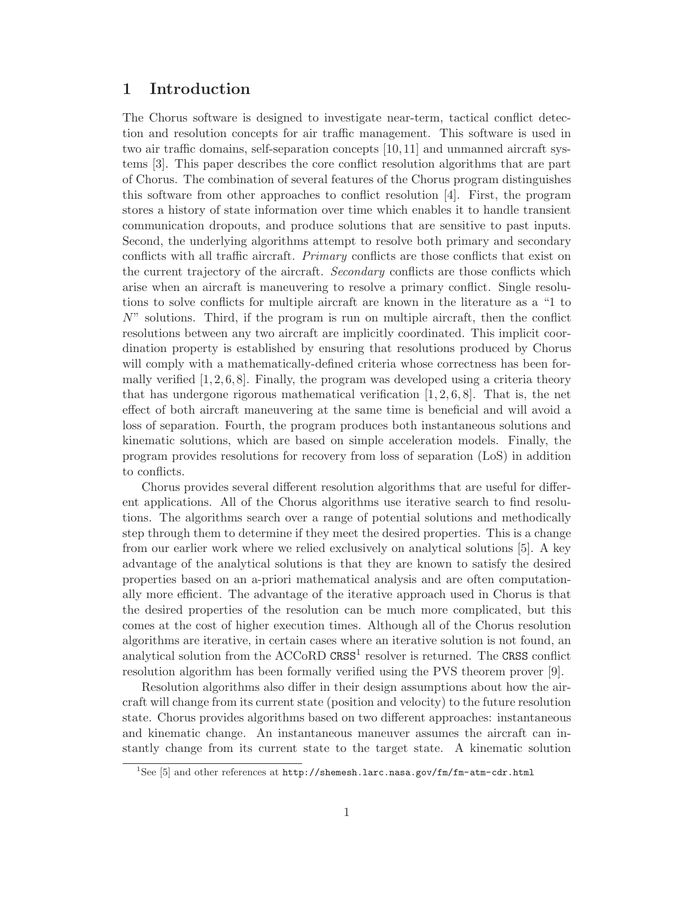# 1 Introduction

The Chorus software is designed to investigate near-term, tactical conflict detection and resolution concepts for air traffic management. This software is used in two air traffic domains, self-separation concepts [10,11] and unmanned aircraft systems [3]. This paper describes the core conflict resolution algorithms that are part of Chorus. The combination of several features of the Chorus program distinguishes this software from other approaches to conflict resolution [4]. First, the program stores a history of state information over time which enables it to handle transient communication dropouts, and produce solutions that are sensitive to past inputs. Second, the underlying algorithms attempt to resolve both primary and secondary conflicts with all traffic aircraft. *Primary* conflicts are those conflicts that exist on the current trajectory of the aircraft. *Secondary* conflicts are those conflicts which arise when an aircraft is maneuvering to resolve a primary conflict. Single resolutions to solve conflicts for multiple aircraft are known in the literature as a "1 to $N$" solutions. Third, if the program is run on multiple aircraft, then the conflict resolutions between any two aircraft are implicitly coordinated. This implicit coordination property is established by ensuring that resolutions produced by Chorus will comply with a mathematically-defined criteria whose correctness has been formally verified [1,2,6,8]. Finally, the program was developed using a criteria theory that has undergone rigorous mathematical verification [1,2,6,8]. That is, the net effect of both aircraft maneuvering at the same time is beneficial and will avoid a loss of separation. Fourth, the program produces both instantaneous solutions and kinematic solutions, which are based on simple acceleration models. Finally, the program provides resolutions for recovery from loss of separation (LoS) in addition to conflicts.

Chorus provides several different resolution algorithms that are useful for different applications. All of the Chorus algorithms use iterative search to find resolutions. The algorithms search over a range of potential solutions and methodically step through them to determine if they meet the desired properties. This is a change from our earlier work where we relied exclusively on analytical solutions [5]. A key advantage of the analytical solutions is that they are known to satisfy the desired properties based on an a-priori mathematical analysis and are often computationally more efficient. The advantage of the iterative approach used in Chorus is that the desired properties of the resolution can be much more complicated, but this comes at the cost of higher execution times. Although all of the Chorus resolution algorithms are iterative, in certain cases where an iterative solution is not found, an analytical solution from the ACCoRD `CRSS`[1] resolver is returned. The `CRSS` conflict resolution algorithm has been formally verified using the PVS theorem prover [9].

Resolution algorithms also differ in their design assumptions about how the aircraft will change from its current state (position and velocity) to the future resolution state. Chorus provides algorithms based on two different approaches: instantaneous and kinematic change. An instantaneous maneuver assumes the aircraft can instantly change from its current state to the target state. A kinematic solution

[1] See [5] and other references at `http://shemesh.larc.nasa.gov/fm/fm-atm-cdr.html`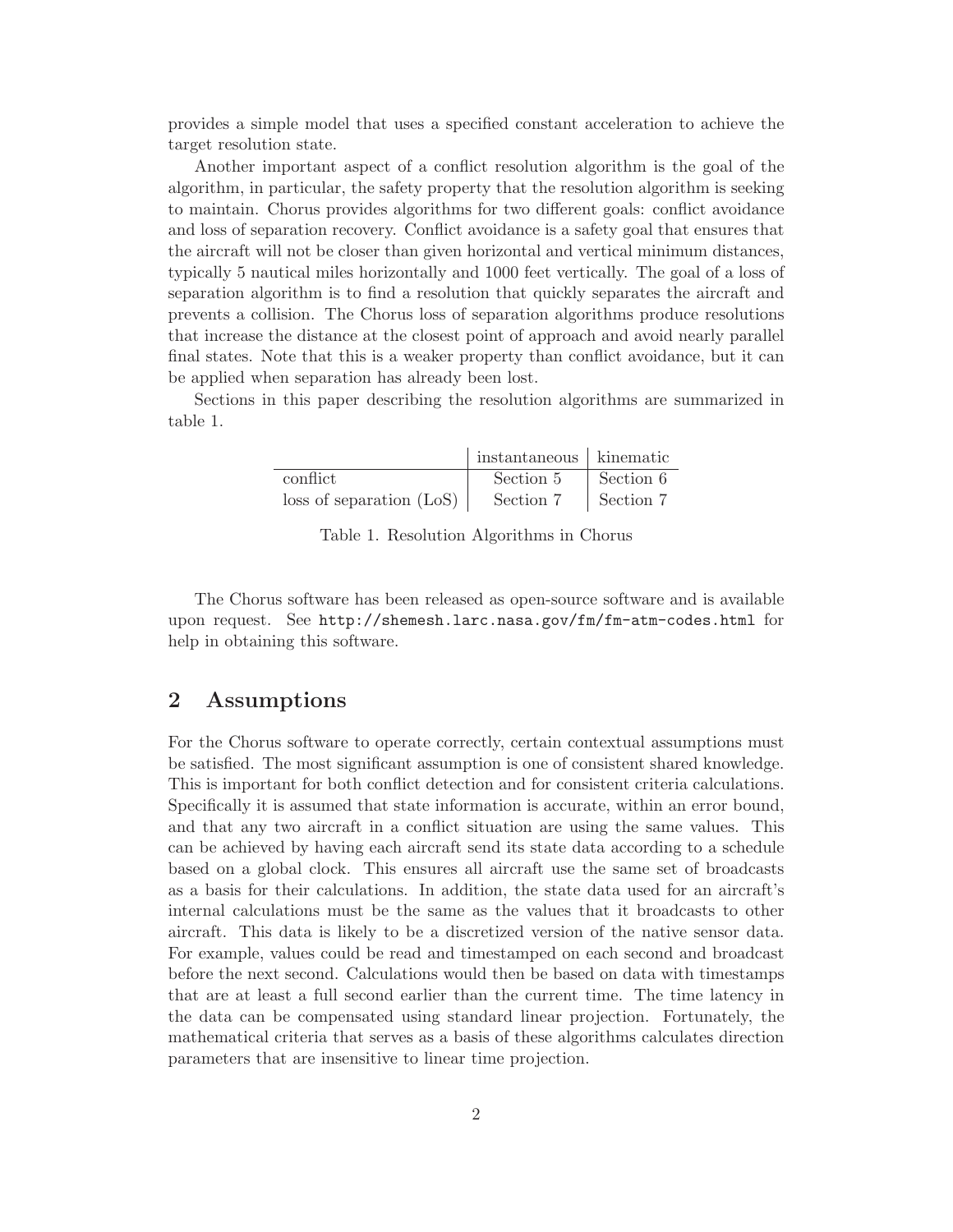provides a simple model that uses a specified constant acceleration to achieve the target resolution state.

Another important aspect of a conflict resolution algorithm is the goal of the algorithm, in particular, the safety property that the resolution algorithm is seeking to maintain. Chorus provides algorithms for two different goals: conflict avoidance and loss of separation recovery. Conflict avoidance is a safety goal that ensures that the aircraft will not be closer than given horizontal and vertical minimum distances, typically 5 nautical miles horizontally and 1000 feet vertically. The goal of a loss of separation algorithm is to find a resolution that quickly separates the aircraft and prevents a collision. The Chorus loss of separation algorithms produce resolutions that increase the distance at the closest point of approach and avoid nearly parallel final states. Note that this is a weaker property than conflict avoidance, but it can be applied when separation has already been lost.

Sections in this paper describing the resolution algorithms are summarized in table 1.

| | instantaneous | kinematic |
|---|---|---|
| conflict | Section 5 | Section 6 |
| loss of separation (LoS) | Section 7 | Section 7 |

Table 1. Resolution Algorithms in Chorus

The Chorus software has been released as open-source software and is available upon request. See `http://shemesh.larc.nasa.gov/fm/fm-atm-codes.html` for help in obtaining this software.

## 2 Assumptions

For the Chorus software to operate correctly, certain contextual assumptions must be satisfied. The most significant assumption is one of consistent shared knowledge. This is important for both conflict detection and for consistent criteria calculations. Specifically it is assumed that state information is accurate, within an error bound, and that any two aircraft in a conflict situation are using the same values. This can be achieved by having each aircraft send its state data according to a schedule based on a global clock. This ensures all aircraft use the same set of broadcasts as a basis for their calculations. In addition, the state data used for an aircraft's internal calculations must be the same as the values that it broadcasts to other aircraft. This data is likely to be a discretized version of the native sensor data. For example, values could be read and timestamped on each second and broadcast before the next second. Calculations would then be based on data with timestamps that are at least a full second earlier than the current time. The time latency in the data can be compensated using standard linear projection. Fortunately, the mathematical criteria that serves as a basis of these algorithms calculates direction parameters that are insensitive to linear time projection.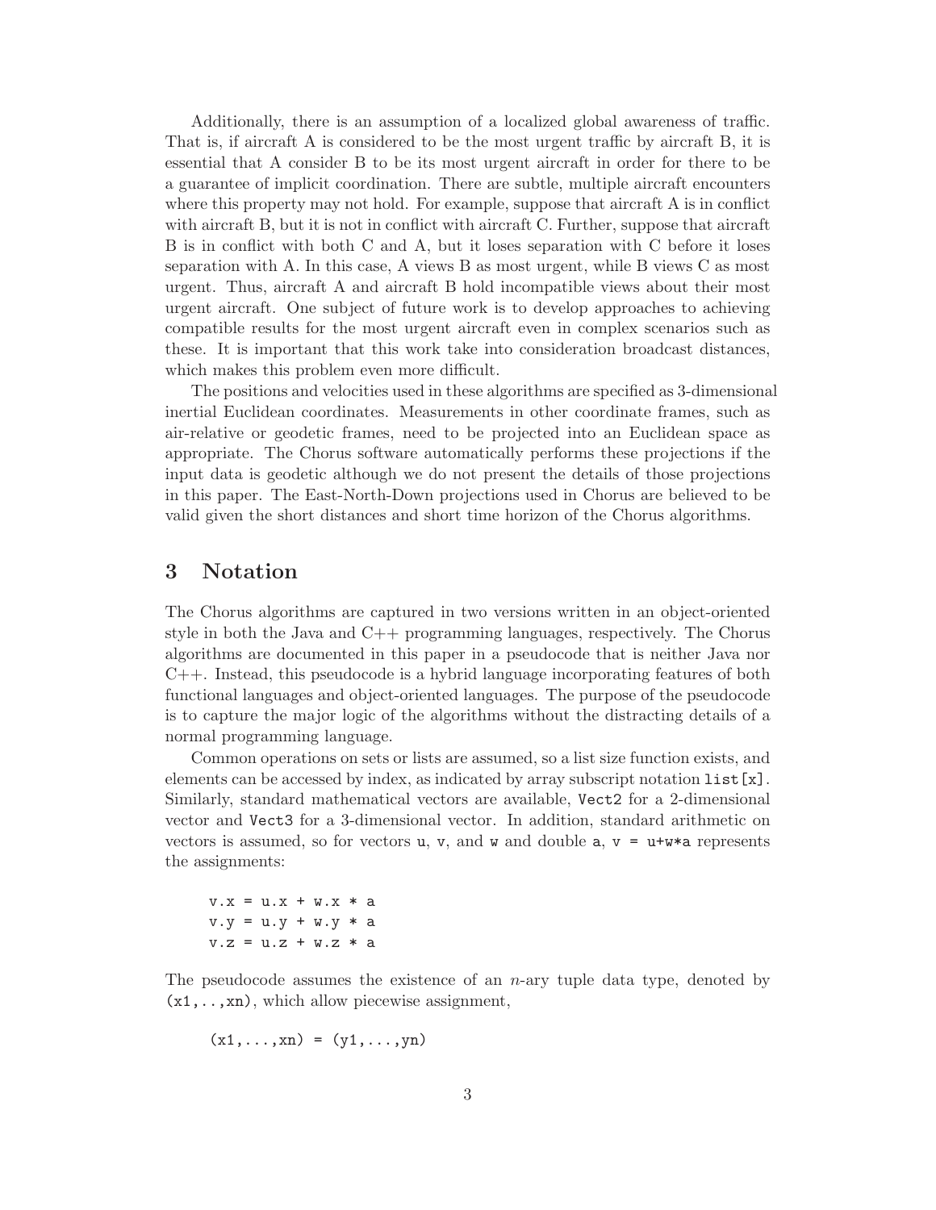Additionally, there is an assumption of a localized global awareness of traffic. That is, if aircraft A is considered to be the most urgent traffic by aircraft B, it is essential that A consider B to be its most urgent aircraft in order for there to be a guarantee of implicit coordination. There are subtle, multiple aircraft encounters where this property may not hold. For example, suppose that aircraft A is in conflict with aircraft B, but it is not in conflict with aircraft C. Further, suppose that aircraft B is in conflict with both C and A, but it loses separation with C before it loses separation with A. In this case, A views B as most urgent, while B views C as most urgent. Thus, aircraft A and aircraft B hold incompatible views about their most urgent aircraft. One subject of future work is to develop approaches to achieving compatible results for the most urgent aircraft even in complex scenarios such as these. It is important that this work take into consideration broadcast distances, which makes this problem even more difficult.

The positions and velocities used in these algorithms are specified as 3-dimensional inertial Euclidean coordinates. Measurements in other coordinate frames, such as air-relative or geodetic frames, need to be projected into an Euclidean space as appropriate. The Chorus software automatically performs these projections if the input data is geodetic although we do not present the details of those projections in this paper. The East-North-Down projections used in Chorus are believed to be valid given the short distances and short time horizon of the Chorus algorithms.

# 3 Notation

The Chorus algorithms are captured in two versions written in an object-oriented style in both the Java and C++ programming languages, respectively. The Chorus algorithms are documented in this paper in a pseudocode that is neither Java nor C++. Instead, this pseudocode is a hybrid language incorporating features of both functional languages and object-oriented languages. The purpose of the pseudocode is to capture the major logic of the algorithms without the distracting details of a normal programming language.

Common operations on sets or lists are assumed, so a list size function exists, and elements can be accessed by index, as indicated by array subscript notation `list[x]`. Similarly, standard mathematical vectors are available, `Vect2` for a 2-dimensional vector and `Vect3` for a 3-dimensional vector. In addition, standard arithmetic on vectors is assumed, so for vectors `u`, `v`, and `w` and double `a`, `v = u+w*a` represents the assignments:

```
v.x = u.x + w.x * a
v.y = u.y + w.y * a
v.z = u.z + w.z * a
```

The pseudocode assumes the existence of an $n$-ary tuple data type, denoted by `(x1,..,xn)`, which allow piecewise assignment,

```
(x1,...,xn) = (y1,...,yn)
```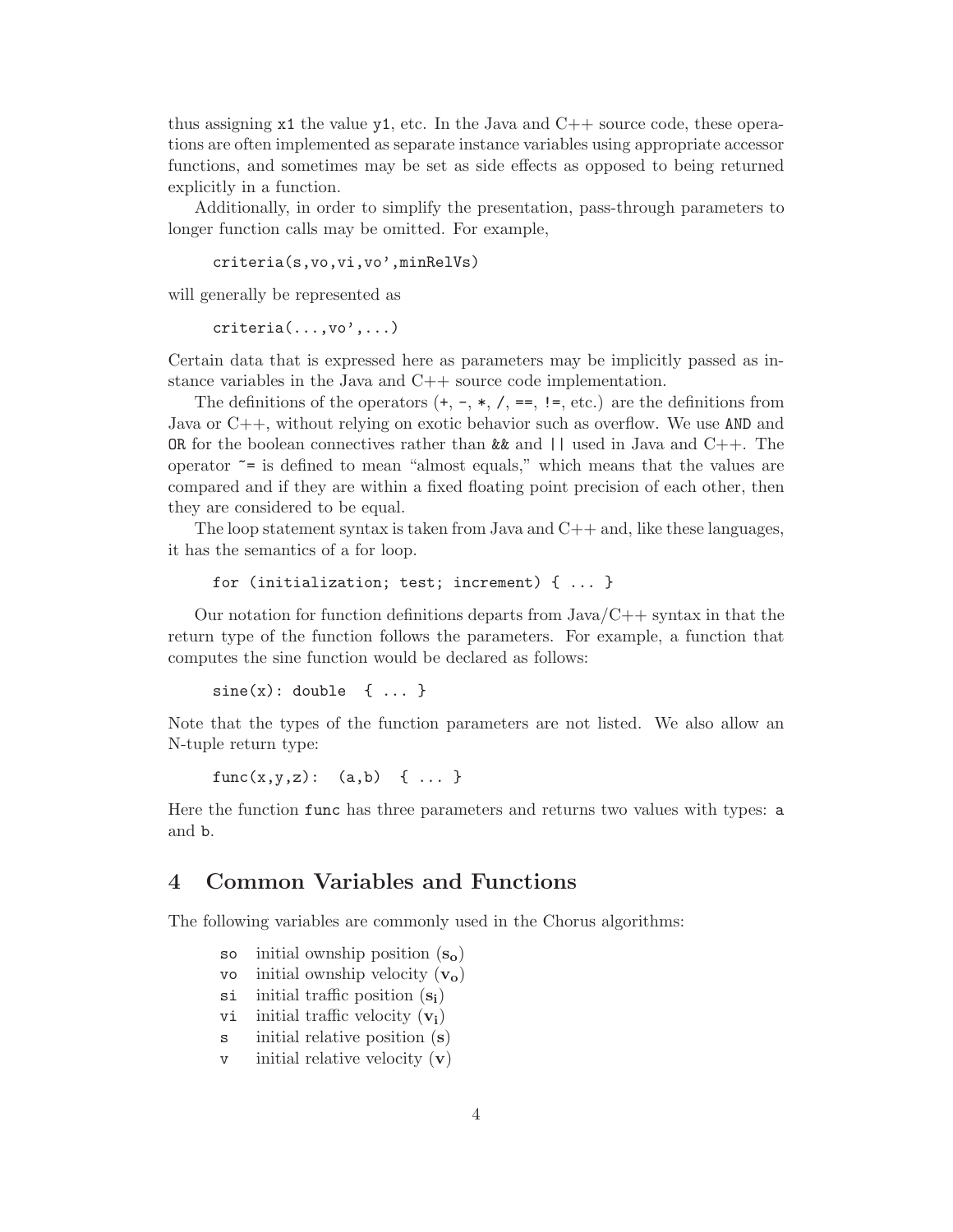thus assigning `x1` the value `y1`, etc. In the Java and C++ source code, these operations are often implemented as separate instance variables using appropriate accessor functions, and sometimes may be set as side effects as opposed to being returned explicitly in a function.

Additionally, in order to simplify the presentation, pass-through parameters to longer function calls may be omitted. For example,

```
criteria(s,vo,vi,vo',minRelVs)
```

will generally be represented as

```
criteria(...,vo',...)
```

Certain data that is expressed here as parameters may be implicitly passed as instance variables in the Java and C++ source code implementation.

The definitions of the operators (`+`, `-`, `*`, `/`, `==`, `!=`, etc.) are the definitions from Java or C++, without relying on exotic behavior such as overflow. We use `AND` and `OR` for the boolean connectives rather than `&&` and `||` used in Java and C++. The operator `~=` is defined to mean "almost equals," which means that the values are compared and if they are within a fixed floating point precision of each other, then they are considered to be equal.

The loop statement syntax is taken from Java and C++ and, like these languages, it has the semantics of a for loop.

```
for (initialization; test; increment) { ... }
```

Our notation for function definitions departs from Java/C++ syntax in that the return type of the function follows the parameters. For example, a function that computes the sine function would be declared as follows:

```
sine(x): double  { ... }
```

Note that the types of the function parameters are not listed. We also allow an N-tuple return type:

```
func(x,y,z):  (a,b)  { ... }
```

Here the function `func` has three parameters and returns two values with types: `a` and `b`.

## 4 Common Variables and Functions

The following variables are commonly used in the Chorus algorithms:

- `so` initial ownship position ($\mathbf{s_o}$)
- `vo` initial ownship velocity ($\mathbf{v_o}$)
- `si` initial traffic position ($\mathbf{s_i}$)
- `vi` initial traffic velocity ($\mathbf{v_i}$)
- `s` initial relative position ($\mathbf{s}$)
- `v` initial relative velocity ($\mathbf{v}$)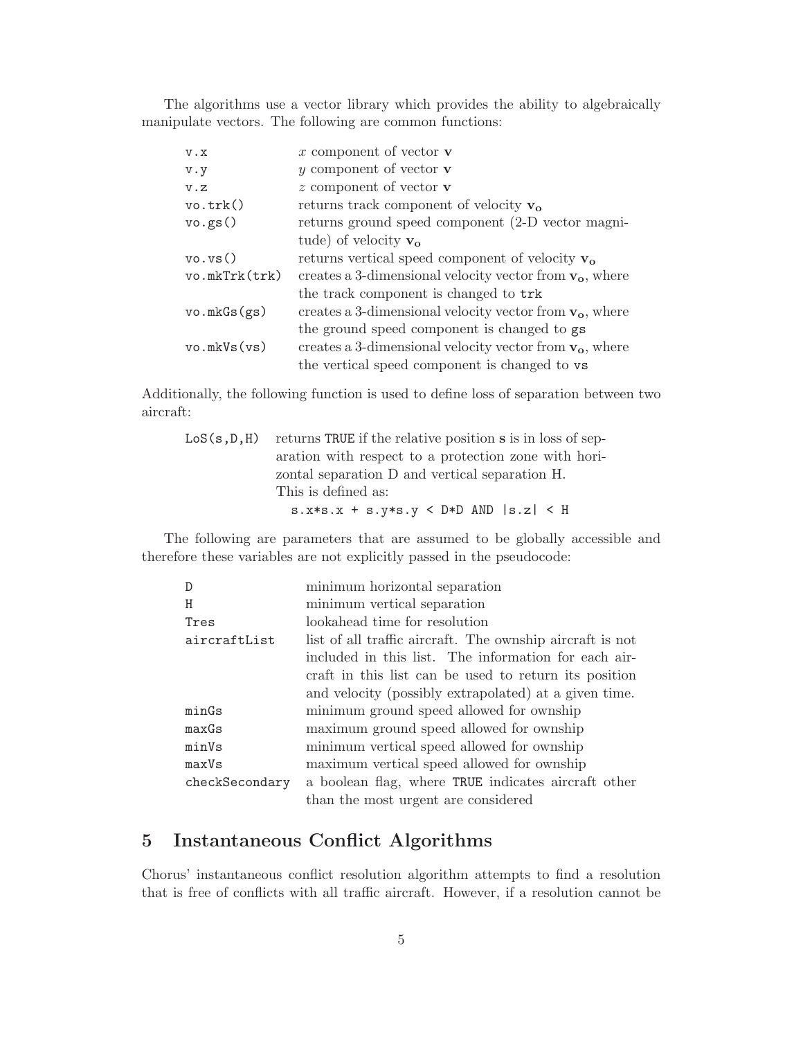The algorithms use a vector library which provides the ability to algebraically manipulate vectors. The following are common functions:

| | |
|---|---|
| `v.x` | $x$ component of vector $\mathbf{v}$ |
| `v.y` | $y$ component of vector $\mathbf{v}$ |
| `v.z` | $z$ component of vector $\mathbf{v}$ |
| `vo.trk()` | returns track component of velocity $\mathbf{v_o}$ |
| `vo.gs()` | returns ground speed component (2-D vector magnitude) of velocity $\mathbf{v_o}$ |
| `vo.vs()` | returns vertical speed component of velocity $\mathbf{v_o}$ |
| `vo.mkTrk(trk)` | creates a 3-dimensional velocity vector from $\mathbf{v_o}$, where the track component is changed to `trk` |
| `vo.mkGs(gs)` | creates a 3-dimensional velocity vector from $\mathbf{v_o}$, where the ground speed component is changed to `gs` |
| `vo.mkVs(vs)` | creates a 3-dimensional velocity vector from $\mathbf{v_o}$, where the vertical speed component is changed to `vs` |

Additionally, the following function is used to define loss of separation between two aircraft:

`LoS(s,D,H)` returns `TRUE` if the relative position $\mathbf{s}$ is in loss of separation with respect to a protection zone with horizontal separation D and vertical separation H. This is defined as:

```
s.x*s.x + s.y*s.y < D*D AND |s.z| < H
```

The following are parameters that are assumed to be globally accessible and therefore these variables are not explicitly passed in the pseudocode:

| | |
|---|---|
| `D` | minimum horizontal separation |
| `H` | minimum vertical separation |
| `Tres` | lookahead time for resolution |
| `aircraftList` | list of all traffic aircraft. The ownship aircraft is not included in this list. The information for each aircraft in this list can be used to return its position and velocity (possibly extrapolated) at a given time. |
| `minGs` | minimum ground speed allowed for ownship |
| `maxGs` | maximum ground speed allowed for ownship |
| `minVs` | minimum vertical speed allowed for ownship |
| `maxVs` | maximum vertical speed allowed for ownship |
| `checkSecondary` | a boolean flag, where `TRUE` indicates aircraft other than the most urgent are considered |

## 5 Instantaneous Conflict Algorithms

Chorus' instantaneous conflict resolution algorithm attempts to find a resolution that is free of conflicts with all traffic aircraft. However, if a resolution cannot be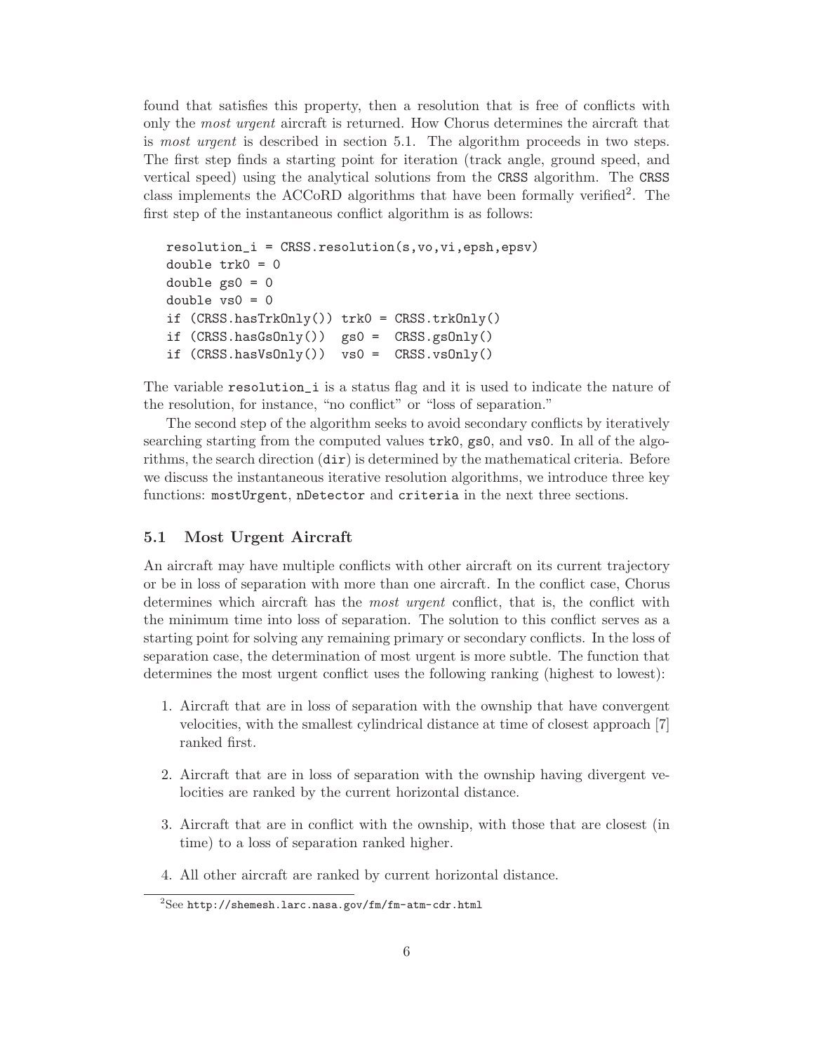found that satisfies this property, then a resolution that is free of conflicts with only the *most urgent* aircraft is returned. How Chorus determines the aircraft that is *most urgent* is described in section 5.1. The algorithm proceeds in two steps. The first step finds a starting point for iteration (track angle, ground speed, and vertical speed) using the analytical solutions from the `CRSS` algorithm. The `CRSS` class implements the ACCoRD algorithms that have been formally verified[2]. The first step of the instantaneous conflict algorithm is as follows:

```
resolution_i = CRSS.resolution(s,vo,vi,epsh,epsv)
double trk0 = 0
double gs0 = 0
double vs0 = 0
if (CRSS.hasTrkOnly()) trk0 = CRSS.trkOnly()
if (CRSS.hasGsOnly())  gs0 =  CRSS.gsOnly()
if (CRSS.hasVsOnly())  vs0 =  CRSS.vsOnly()
```

The variable `resolution_i` is a status flag and it is used to indicate the nature of the resolution, for instance, "no conflict" or "loss of separation."

The second step of the algorithm seeks to avoid secondary conflicts by iteratively searching starting from the computed values `trk0`, `gs0`, and `vs0`. In all of the algorithms, the search direction (`dir`) is determined by the mathematical criteria. Before we discuss the instantaneous iterative resolution algorithms, we introduce three key functions: `mostUrgent`, `nDetector` and `criteria` in the next three sections.

## 5.1 Most Urgent Aircraft

An aircraft may have multiple conflicts with other aircraft on its current trajectory or be in loss of separation with more than one aircraft. In the conflict case, Chorus determines which aircraft has the *most urgent* conflict, that is, the conflict with the minimum time into loss of separation. The solution to this conflict serves as a starting point for solving any remaining primary or secondary conflicts. In the loss of separation case, the determination of most urgent is more subtle. The function that determines the most urgent conflict uses the following ranking (highest to lowest):

1. Aircraft that are in loss of separation with the ownship that have convergent velocities, with the smallest cylindrical distance at time of closest approach [7] ranked first.
2. Aircraft that are in loss of separation with the ownship having divergent velocities are ranked by the current horizontal distance.
3. Aircraft that are in conflict with the ownship, with those that are closest (in time) to a loss of separation ranked higher.
4. All other aircraft are ranked by current horizontal distance.

[2] See http://shemesh.larc.nasa.gov/fm/fm-atm-cdr.html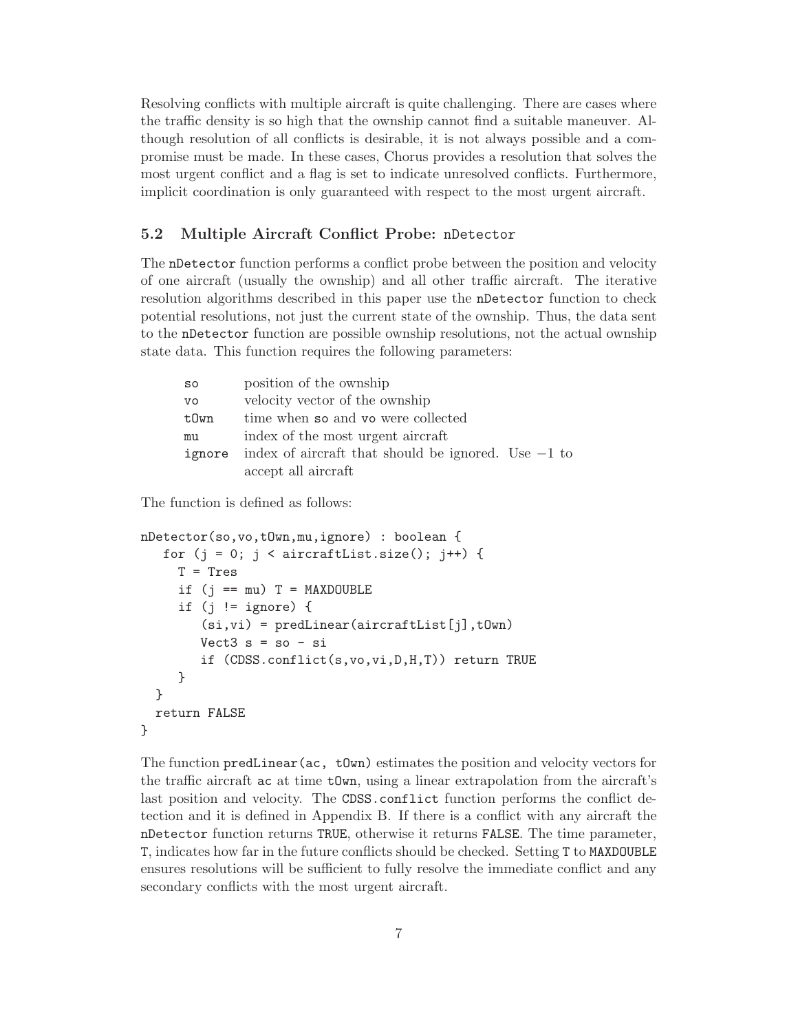Resolving conflicts with multiple aircraft is quite challenging. There are cases where the traffic density is so high that the ownship cannot find a suitable maneuver. Although resolution of all conflicts is desirable, it is not always possible and a compromise must be made. In these cases, Chorus provides a resolution that solves the most urgent conflict and a flag is set to indicate unresolved conflicts. Furthermore, implicit coordination is only guaranteed with respect to the most urgent aircraft.

### 5.2 Multiple Aircraft Conflict Probe: `nDetector`

The `nDetector` function performs a conflict probe between the position and velocity of one aircraft (usually the ownship) and all other traffic aircraft. The iterative resolution algorithms described in this paper use the `nDetector` function to check potential resolutions, not just the current state of the ownship. Thus, the data sent to the `nDetector` function are possible ownship resolutions, not the actual ownship state data. This function requires the following parameters:

| | |
|---|---|
| `so` | position of the ownship |
| `vo` | velocity vector of the ownship |
| `tOwn` | time when `so` and `vo` were collected |
| `mu` | index of the most urgent aircraft |
| `ignore` | index of aircraft that should be ignored. Use −1 to accept all aircraft |

The function is defined as follows:

```
nDetector(so,vo,tOwn,mu,ignore) : boolean {
   for (j = 0; j < aircraftList.size(); j++) {
     T = Tres
     if (j == mu) T = MAXDOUBLE
     if (j != ignore) {
        (si,vi) = predLinear(aircraftList[j],tOwn)
        Vect3 s = so - si
        if (CDSS.conflict(s,vo,vi,D,H,T)) return TRUE
     }
  }
  return FALSE
}
```

The function `predLinear(ac, tOwn)` estimates the position and velocity vectors for the traffic aircraft `ac` at time `tOwn`, using a linear extrapolation from the aircraft's last position and velocity. The `CDSS.conflict` function performs the conflict detection and it is defined in Appendix B. If there is a conflict with any aircraft the `nDetector` function returns `TRUE`, otherwise it returns `FALSE`. The time parameter, `T`, indicates how far in the future conflicts should be checked. Setting `T` to `MAXDOUBLE` ensures resolutions will be sufficient to fully resolve the immediate conflict and any secondary conflicts with the most urgent aircraft.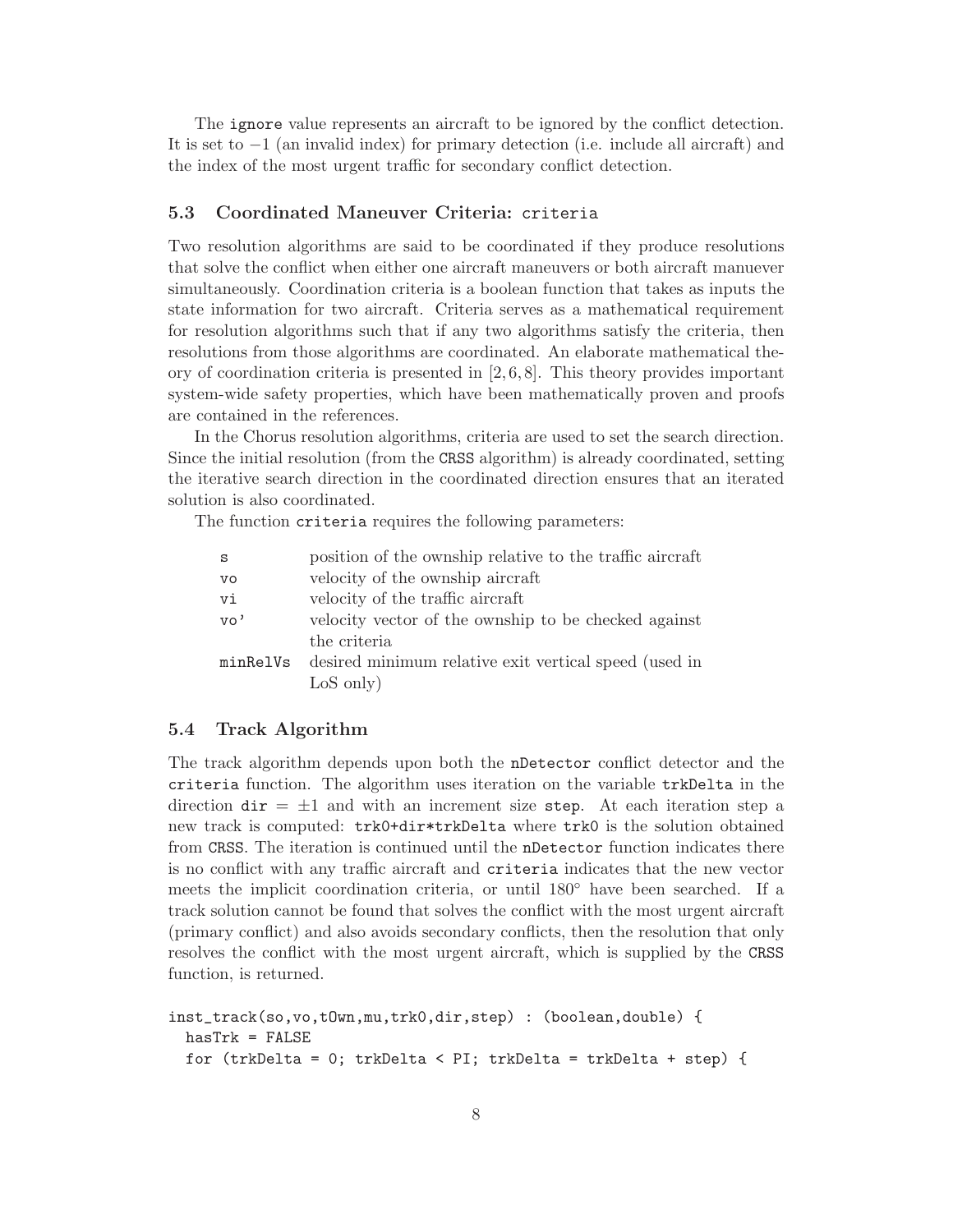The `ignore` value represents an aircraft to be ignored by the conflict detection. It is set to $-1$ (an invalid index) for primary detection (i.e. include all aircraft) and the index of the most urgent traffic for secondary conflict detection.

### 5.3 Coordinated Maneuver Criteria: `criteria`

Two resolution algorithms are said to be coordinated if they produce resolutions that solve the conflict when either one aircraft maneuvers or both aircraft manuever simultaneously. Coordination criteria is a boolean function that takes as inputs the state information for two aircraft. Criteria serves as a mathematical requirement for resolution algorithms such that if any two algorithms satisfy the criteria, then resolutions from those algorithms are coordinated. An elaborate mathematical theory of coordination criteria is presented in [2, 6, 8]. This theory provides important system-wide safety properties, which have been mathematically proven and proofs are contained in the references.

In the Chorus resolution algorithms, criteria are used to set the search direction. Since the initial resolution (from the `CRSS` algorithm) is already coordinated, setting the iterative search direction in the coordinated direction ensures that an iterated solution is also coordinated.

The function `criteria` requires the following parameters:

| | |
|---|---|
| `s` | position of the ownship relative to the traffic aircraft |
| `vo` | velocity of the ownship aircraft |
| `vi` | velocity of the traffic aircraft |
| `vo'` | velocity vector of the ownship to be checked against the criteria |
| `minRelVs` | desired minimum relative exit vertical speed (used in LoS only) |

### 5.4 Track Algorithm

The track algorithm depends upon both the `nDetector` conflict detector and the `criteria` function. The algorithm uses iteration on the variable `trkDelta` in the direction `dir` $= \pm 1$ and with an increment size `step`. At each iteration step a new track is computed: `trk0+dir*trkDelta` where `trk0` is the solution obtained from `CRSS`. The iteration is continued until the `nDetector` function indicates there is no conflict with any traffic aircraft and `criteria` indicates that the new vector meets the implicit coordination criteria, or until $180°$ have been searched. If a track solution cannot be found that solves the conflict with the most urgent aircraft (primary conflict) and also avoids secondary conflicts, then the resolution that only resolves the conflict with the most urgent aircraft, which is supplied by the `CRSS` function, is returned.

```
inst_track(so,vo,tOwn,mu,trk0,dir,step) : (boolean,double) {
  hasTrk = FALSE
  for (trkDelta = 0; trkDelta < PI; trkDelta = trkDelta + step) {
```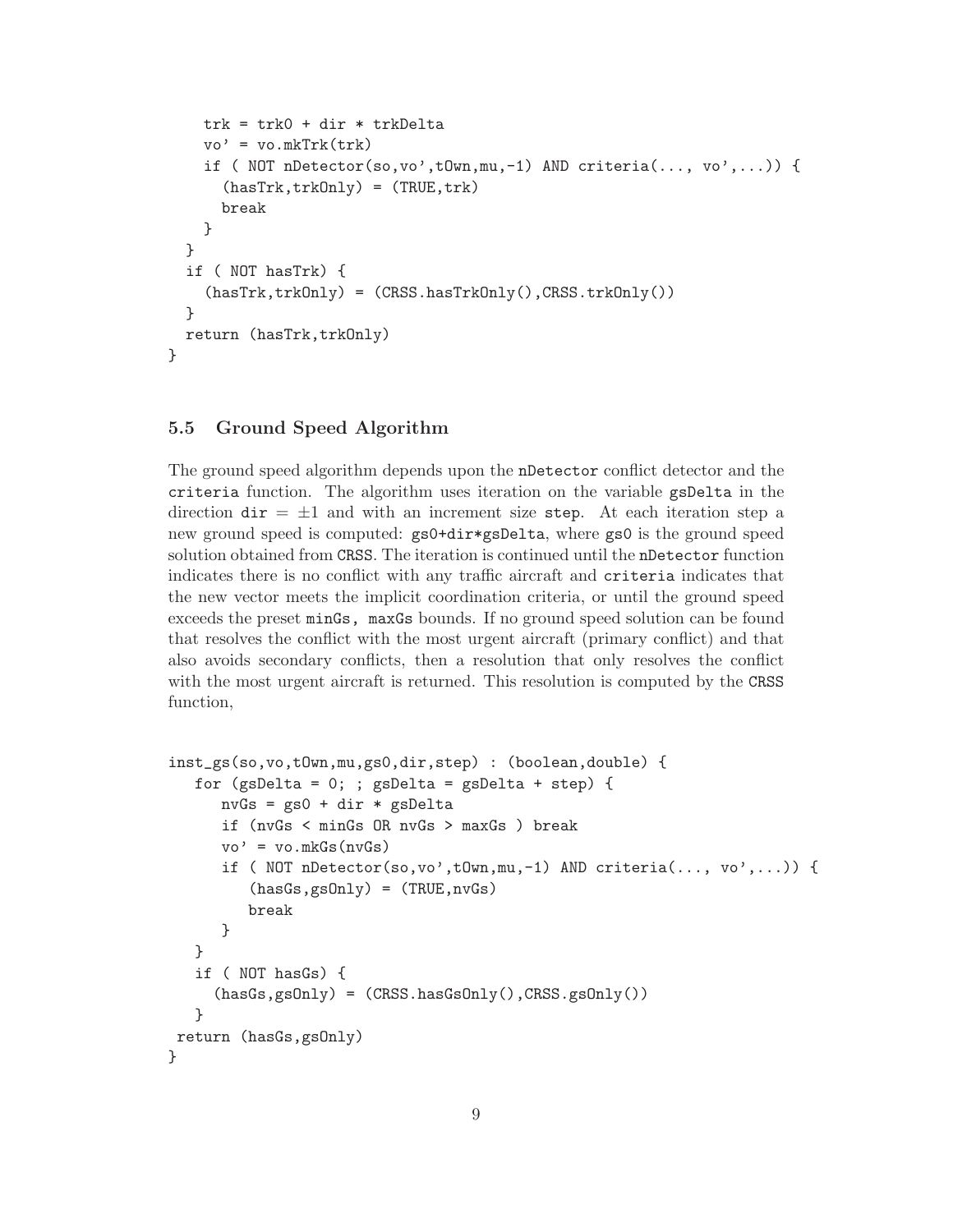```
    trk = trk0 + dir * trkDelta
    vo' = vo.mkTrk(trk)
    if ( NOT nDetector(so,vo',tOwn,mu,-1) AND criteria(..., vo',...)) {
      (hasTrk,trkOnly) = (TRUE,trk)
      break
    }
  }
  if ( NOT hasTrk) {
    (hasTrk,trkOnly) = (CRSS.hasTrkOnly(),CRSS.trkOnly())
  }
  return (hasTrk,trkOnly)
}
```

### 5.5 Ground Speed Algorithm

The ground speed algorithm depends upon the `nDetector` conflict detector and the `criteria` function. The algorithm uses iteration on the variable `gsDelta` in the direction `dir` $= \pm 1$ and with an increment size `step`. At each iteration step a new ground speed is computed: `gs0+dir*gsDelta`, where `gs0` is the ground speed solution obtained from `CRSS`. The iteration is continued until the `nDetector` function indicates there is no conflict with any traffic aircraft and `criteria` indicates that the new vector meets the implicit coordination criteria, or until the ground speed exceeds the preset `minGs, maxGs` bounds. If no ground speed solution can be found that resolves the conflict with the most urgent aircraft (primary conflict) and that also avoids secondary conflicts, then a resolution that only resolves the conflict with the most urgent aircraft is returned. This resolution is computed by the `CRSS` function,

```
inst_gs(so,vo,tOwn,mu,gs0,dir,step) : (boolean,double) {
   for (gsDelta = 0; ; gsDelta = gsDelta + step) {
      nvGs = gs0 + dir * gsDelta
      if (nvGs < minGs OR nvGs > maxGs ) break
      vo' = vo.mkGs(nvGs)
      if ( NOT nDetector(so,vo',tOwn,mu,-1) AND criteria(..., vo',...)) {
         (hasGs,gsOnly) = (TRUE,nvGs)
         break
      }
   }
   if ( NOT hasGs) {
     (hasGs,gsOnly) = (CRSS.hasGsOnly(),CRSS.gsOnly())
   }
 return (hasGs,gsOnly)
}
```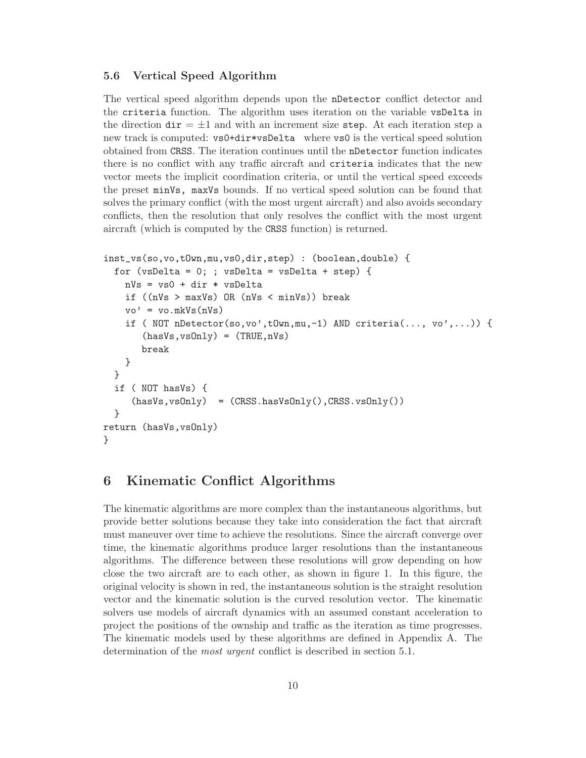### 5.6 Vertical Speed Algorithm

The vertical speed algorithm depends upon the `nDetector` conflict detector and the `criteria` function. The algorithm uses iteration on the variable `vsDelta` in the direction `dir` $= \pm 1$ and with an increment size `step`. At each iteration step a new track is computed: `vs0+dir*vsDelta` where `vs0` is the vertical speed solution obtained from `CRSS`. The iteration continues until the `nDetector` function indicates there is no conflict with any traffic aircraft and `criteria` indicates that the new vector meets the implicit coordination criteria, or until the vertical speed exceeds the preset `minVs, maxVs` bounds. If no vertical speed solution can be found that solves the primary conflict (with the most urgent aircraft) and also avoids secondary conflicts, then the resolution that only resolves the conflict with the most urgent aircraft (which is computed by the `CRSS` function) is returned.

```
inst_vs(so,vo,tOwn,mu,vs0,dir,step) : (boolean,double) {
  for (vsDelta = 0; ; vsDelta = vsDelta + step) {
    nVs = vs0 + dir * vsDelta
    if ((nVs > maxVs) OR (nVs < minVs)) break
    vo' = vo.mkVs(nVs)
    if ( NOT nDetector(so,vo',tOwn,mu,-1) AND criteria(..., vo',...)) {
       (hasVs,vsOnly) = (TRUE,nVs)
       break
    }
  }
  if ( NOT hasVs) {
     (hasVs,vsOnly)  = (CRSS.hasVsOnly(),CRSS.vsOnly())
  }
return (hasVs,vsOnly)
}
```

# 6 Kinematic Conflict Algorithms

The kinematic algorithms are more complex than the instantaneous algorithms, but provide better solutions because they take into consideration the fact that aircraft must maneuver over time to achieve the resolutions. Since the aircraft converge over time, the kinematic algorithms produce larger resolutions than the instantaneous algorithms. The difference between these resolutions will grow depending on how close the two aircraft are to each other, as shown in figure 1. In this figure, the original velocity is shown in red, the instantaneous solution is the straight resolution vector and the kinematic solution is the curved resolution vector. The kinematic solvers use models of aircraft dynamics with an assumed constant acceleration to project the positions of the ownship and traffic as the iteration as time progresses. The kinematic models used by these algorithms are defined in Appendix A. The determination of the *most urgent* conflict is described in section 5.1.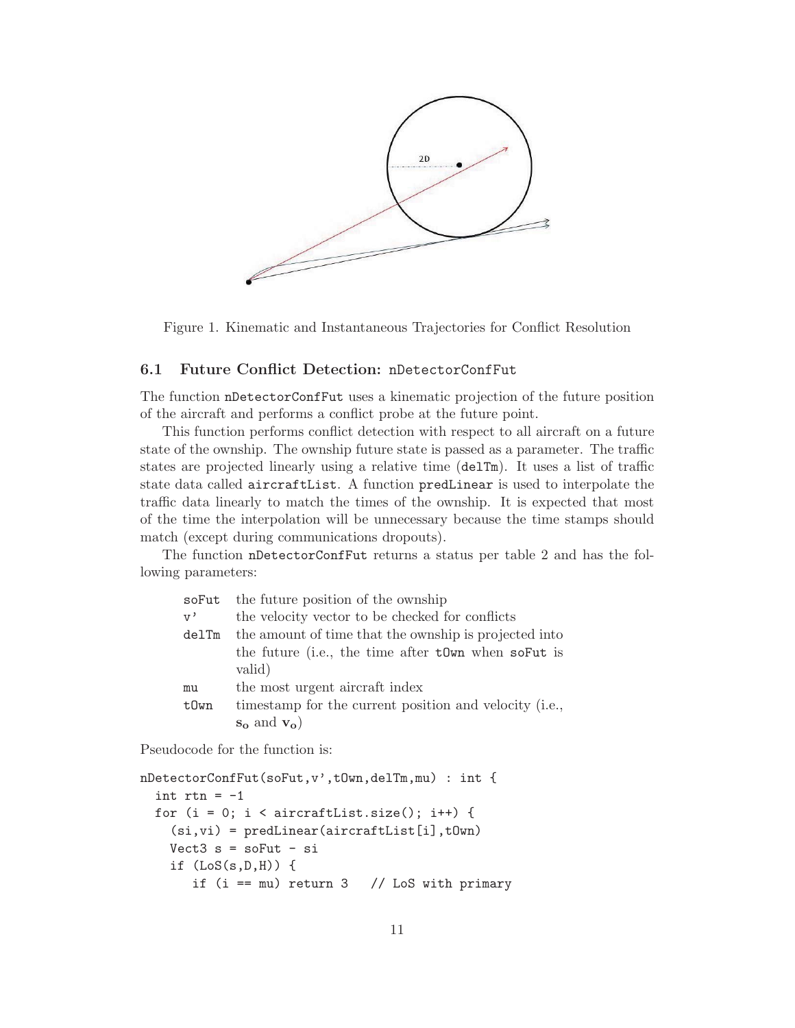Figure 1. Kinematic and Instantaneous Trajectories for Conflict Resolution

### 6.1 Future Conflict Detection: `nDetectorConfFut`

The function `nDetectorConfFut` uses a kinematic projection of the future position of the aircraft and performs a conflict probe at the future point.

This function performs conflict detection with respect to all aircraft on a future state of the ownship. The ownship future state is passed as a parameter. The traffic states are projected linearly using a relative time (`delTm`). It uses a list of traffic state data called `aircraftList`. A function `predLinear` is used to interpolate the traffic data linearly to match the times of the ownship. It is expected that most of the time the interpolation will be unnecessary because the time stamps should match (except during communications dropouts).

The function `nDetectorConfFut` returns a status per table 2 and has the following parameters:

- `soFut` the future position of the ownship
- `v'` the velocity vector to be checked for conflicts
- `delTm` the amount of time that the ownship is projected into the future (i.e., the time after `tOwn` when `soFut` is valid)
- `mu` the most urgent aircraft index
- `tOwn` timestamp for the current position and velocity (i.e., $\mathbf{s_o}$ and $\mathbf{v_o}$)

Pseudocode for the function is:

```
nDetectorConfFut(soFut,v',tOwn,delTm,mu) : int {
  int rtn = -1
  for (i = 0; i < aircraftList.size(); i++) {
    (si,vi) = predLinear(aircraftList[i],tOwn)
    Vect3 s = soFut - si
    if (LoS(s,D,H)) {
       if (i == mu) return 3   // LoS with primary
```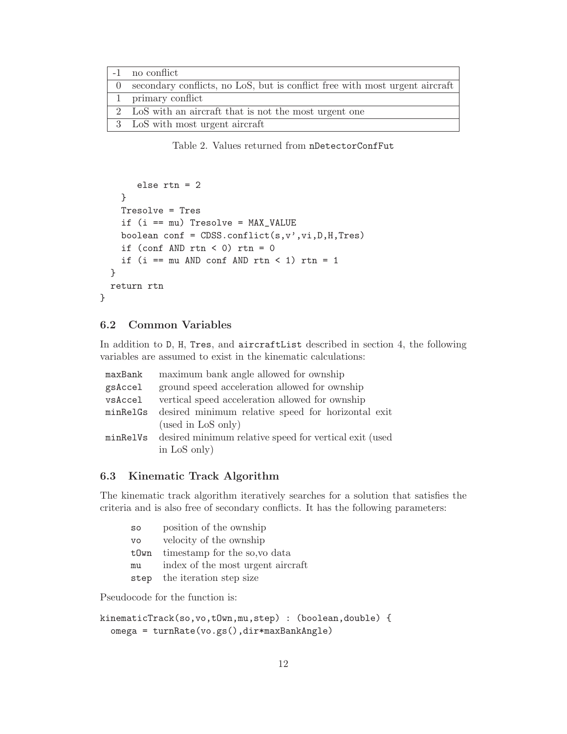| | |
|---|---|
| -1 | no conflict |
| 0 | secondary conflicts, no LoS, but is conflict free with most urgent aircraft |
| 1 | primary conflict |
| 2 | LoS with an aircraft that is not the most urgent one |
| 3 | LoS with most urgent aircraft |

Table 2. Values returned from `nDetectorConfFut`

```
      else rtn = 2
    }
    Tresolve = Tres
    if (i == mu) Tresolve = MAX_VALUE
    boolean conf = CDSS.conflict(s,v',vi,D,H,Tres)
    if (conf AND rtn < 0) rtn = 0
    if (i == mu AND conf AND rtn < 1) rtn = 1
  }
  return rtn
}
```

### 6.2 Common Variables

In addition to `D`, `H`, `Tres`, and `aircraftList` described in section 4, the following variables are assumed to exist in the kinematic calculations:

| | |
|---|---|
| `maxBank` | maximum bank angle allowed for ownship |
| `gsAccel` | ground speed acceleration allowed for ownship |
| `vsAccel` | vertical speed acceleration allowed for ownship |
| `minRelGs` | desired minimum relative speed for horizontal exit (used in LoS only) |
| `minRelVs` | desired minimum relative speed for vertical exit (used in LoS only) |

### 6.3 Kinematic Track Algorithm

The kinematic track algorithm iteratively searches for a solution that satisfies the criteria and is also free of secondary conflicts. It has the following parameters:

| | |
|---|---|
| `so` | position of the ownship |
| `vo` | velocity of the ownship |
| `tOwn` | timestamp for the so,vo data |
| `mu` | index of the most urgent aircraft |
| `step` | the iteration step size |

Pseudocode for the function is:

```
kinematicTrack(so,vo,tOwn,mu,step) : (boolean,double) {
  omega = turnRate(vo.gs(),dir*maxBankAngle)
```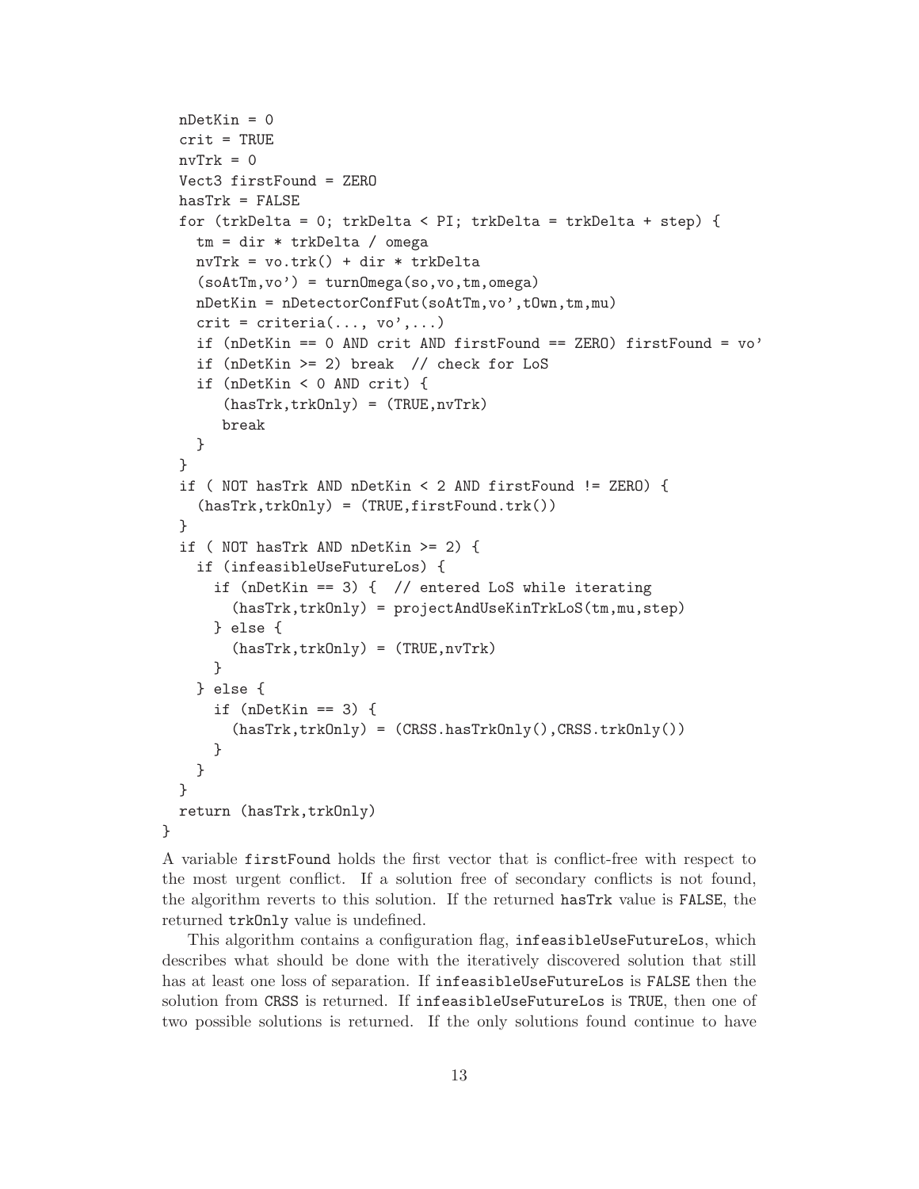```
  nDetKin = 0
  crit = TRUE
  nvTrk = 0
  Vect3 firstFound = ZERO
  hasTrk = FALSE
  for (trkDelta = 0; trkDelta < PI; trkDelta = trkDelta + step) {
    tm = dir * trkDelta / omega
    nvTrk = vo.trk() + dir * trkDelta
    (soAtTm,vo') = turnOmega(so,vo,tm,omega)
    nDetKin = nDetectorConfFut(soAtTm,vo',tOwn,tm,mu)
    crit = criteria(..., vo',...)
    if (nDetKin == 0 AND crit AND firstFound == ZERO) firstFound = vo'
    if (nDetKin >= 2) break  // check for LoS
    if (nDetKin < 0 AND crit) {
       (hasTrk,trkOnly) = (TRUE,nvTrk)
       break
    }
  }
  if ( NOT hasTrk AND nDetKin < 2 AND firstFound != ZERO) {
    (hasTrk,trkOnly) = (TRUE,firstFound.trk())
  }
  if ( NOT hasTrk AND nDetKin >= 2) {
    if (infeasibleUseFutureLos) {
      if (nDetKin == 3) {  // entered LoS while iterating
        (hasTrk,trkOnly) = projectAndUseKinTrkLoS(tm,mu,step)
      } else {
        (hasTrk,trkOnly) = (TRUE,nvTrk)
      }
    } else {
      if (nDetKin == 3) {
        (hasTrk,trkOnly) = (CRSS.hasTrkOnly(),CRSS.trkOnly())
      }
    }
  }
  return (hasTrk,trkOnly)
}
```

A variable `firstFound` holds the first vector that is conflict-free with respect to the most urgent conflict. If a solution free of secondary conflicts is not found, the algorithm reverts to this solution. If the returned `hasTrk` value is `FALSE`, the returned `trkOnly` value is undefined.

This algorithm contains a configuration flag, `infeasibleUseFutureLos`, which describes what should be done with the iteratively discovered solution that still has at least one loss of separation. If `infeasibleUseFutureLos` is `FALSE` then the solution from `CRSS` is returned. If `infeasibleUseFutureLos` is `TRUE`, then one of two possible solutions is returned. If the only solutions found continue to have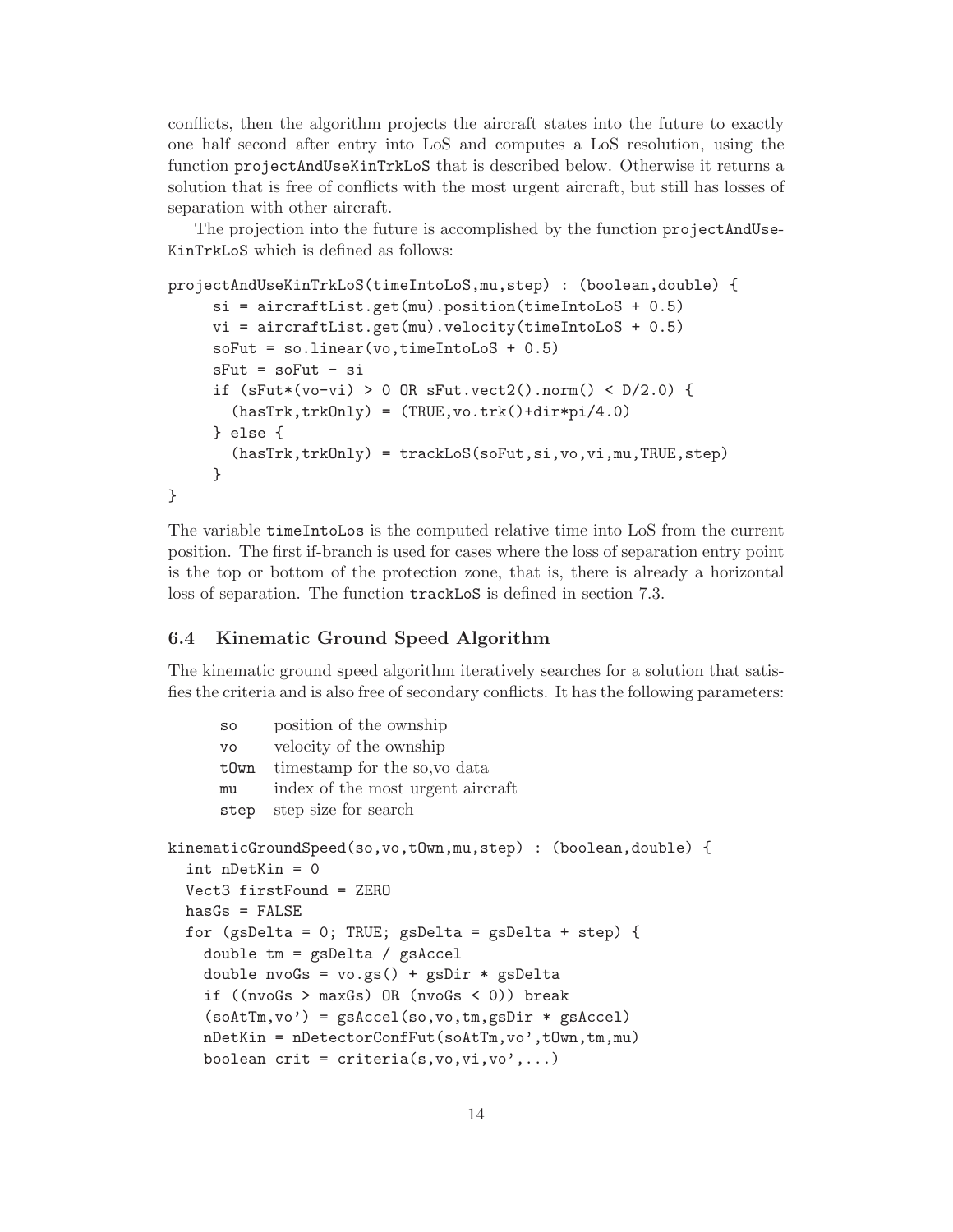conflicts, then the algorithm projects the aircraft states into the future to exactly one half second after entry into LoS and computes a LoS resolution, using the function `projectAndUseKinTrkLoS` that is described below. Otherwise it returns a solution that is free of conflicts with the most urgent aircraft, but still has losses of separation with other aircraft.

The projection into the future is accomplished by the function `projectAndUseKinTrkLoS` which is defined as follows:

```
projectAndUseKinTrkLoS(timeIntoLoS,mu,step) : (boolean,double) {
     si = aircraftList.get(mu).position(timeIntoLoS + 0.5)
     vi = aircraftList.get(mu).velocity(timeIntoLoS + 0.5)
     soFut = so.linear(vo,timeIntoLoS + 0.5)
     sFut = soFut - si
     if (sFut*(vo-vi) > 0 OR sFut.vect2().norm() < D/2.0) {
       (hasTrk,trkOnly) = (TRUE,vo.trk()+dir*pi/4.0)
     } else {
       (hasTrk,trkOnly) = trackLoS(soFut,si,vo,vi,mu,TRUE,step)
     }
}
```

The variable `timeIntoLos` is the computed relative time into LoS from the current position. The first if-branch is used for cases where the loss of separation entry point is the top or bottom of the protection zone, that is, there is already a horizontal loss of separation. The function `trackLoS` is defined in section 7.3.

### 6.4 Kinematic Ground Speed Algorithm

The kinematic ground speed algorithm iteratively searches for a solution that satisfies the criteria and is also free of secondary conflicts. It has the following parameters:

| | |
|---|---|
| `so` | position of the ownship |
| `vo` | velocity of the ownship |
| `tOwn` | timestamp for the so,vo data |
| `mu` | index of the most urgent aircraft |
| `step` | step size for search |

```
kinematicGroundSpeed(so,vo,tOwn,mu,step) : (boolean,double) {
  int nDetKin = 0
  Vect3 firstFound = ZERO
  hasGs = FALSE
  for (gsDelta = 0; TRUE; gsDelta = gsDelta + step) {
    double tm = gsDelta / gsAccel
    double nvoGs = vo.gs() + gsDir * gsDelta
    if ((nvoGs > maxGs) OR (nvoGs < 0)) break
    (soAtTm,vo') = gsAccel(so,vo,tm,gsDir * gsAccel)
    nDetKin = nDetectorConfFut(soAtTm,vo',tOwn,tm,mu)
    boolean crit = criteria(s,vo,vi,vo',...)
```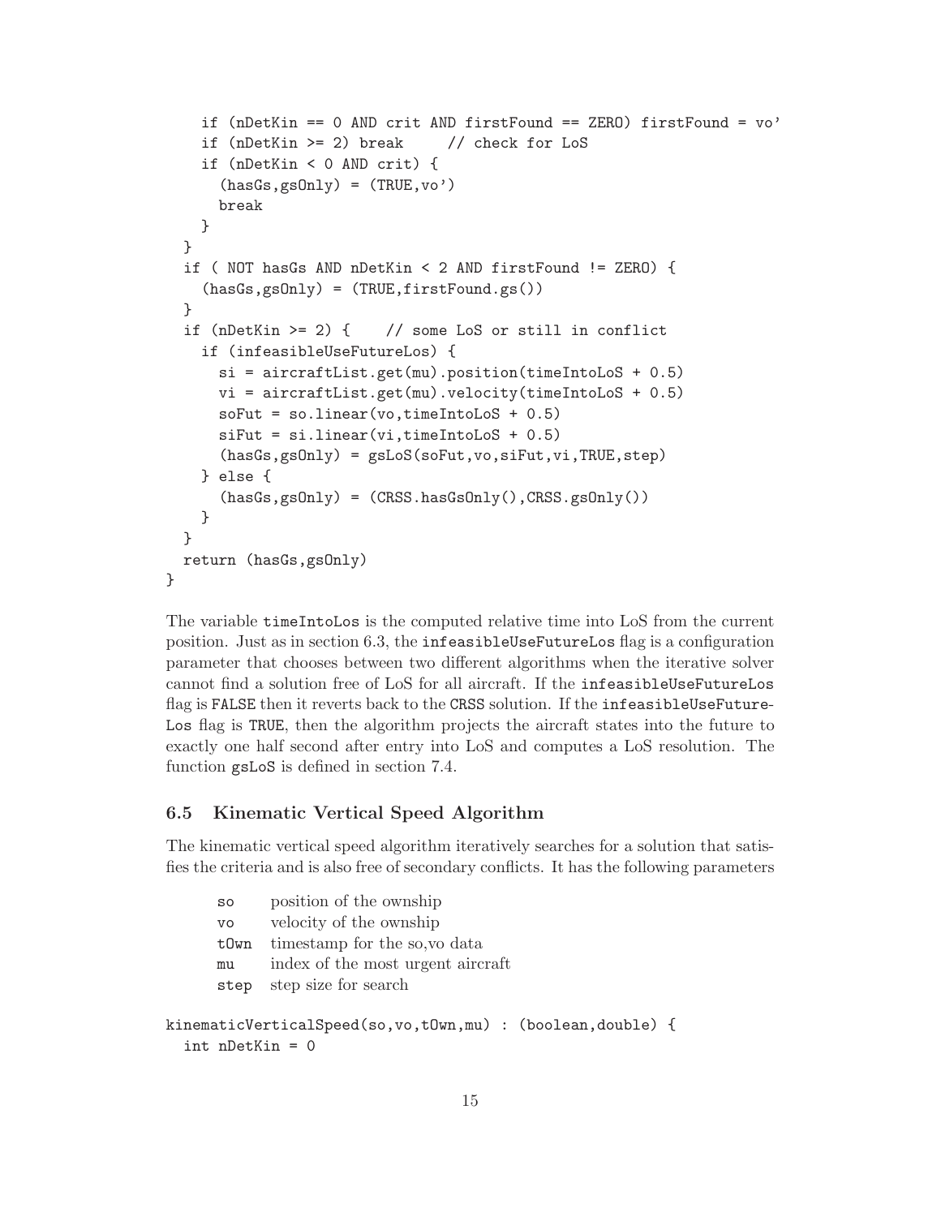```
    if (nDetKin == 0 AND crit AND firstFound == ZERO) firstFound = vo'
    if (nDetKin >= 2) break     // check for LoS
    if (nDetKin < 0 AND crit) {
      (hasGs,gsOnly) = (TRUE,vo')
      break
    }
  }
  if ( NOT hasGs AND nDetKin < 2 AND firstFound != ZERO) {
    (hasGs,gsOnly) = (TRUE,firstFound.gs())
  }
  if (nDetKin >= 2) {    // some LoS or still in conflict
    if (infeasibleUseFutureLos) {
      si = aircraftList.get(mu).position(timeIntoLoS + 0.5)
      vi = aircraftList.get(mu).velocity(timeIntoLoS + 0.5)
      soFut = so.linear(vo,timeIntoLoS + 0.5)
      siFut = si.linear(vi,timeIntoLoS + 0.5)
      (hasGs,gsOnly) = gsLoS(soFut,vo,siFut,vi,TRUE,step)
    } else {
      (hasGs,gsOnly) = (CRSS.hasGsOnly(),CRSS.gsOnly())
    }
  }
  return (hasGs,gsOnly)
}
```

The variable `timeIntoLos` is the computed relative time into LoS from the current position. Just as in section 6.3, the `infeasibleUseFutureLos` flag is a configuration parameter that chooses between two different algorithms when the iterative solver cannot find a solution free of LoS for all aircraft. If the `infeasibleUseFutureLos` flag is `FALSE` then it reverts back to the `CRSS` solution. If the `infeasibleUseFutureLos` flag is `TRUE`, then the algorithm projects the aircraft states into the future to exactly one half second after entry into LoS and computes a LoS resolution. The function `gsLoS` is defined in section 7.4.

### 6.5 Kinematic Vertical Speed Algorithm

The kinematic vertical speed algorithm iteratively searches for a solution that satisfies the criteria and is also free of secondary conflicts. It has the following parameters

| | |
|---|---|
| `so` | position of the ownship |
| `vo` | velocity of the ownship |
| `tOwn` | timestamp for the so,vo data |
| `mu` | index of the most urgent aircraft |
| `step` | step size for search |

```
kinematicVerticalSpeed(so,vo,tOwn,mu) : (boolean,double) {
  int nDetKin = 0
```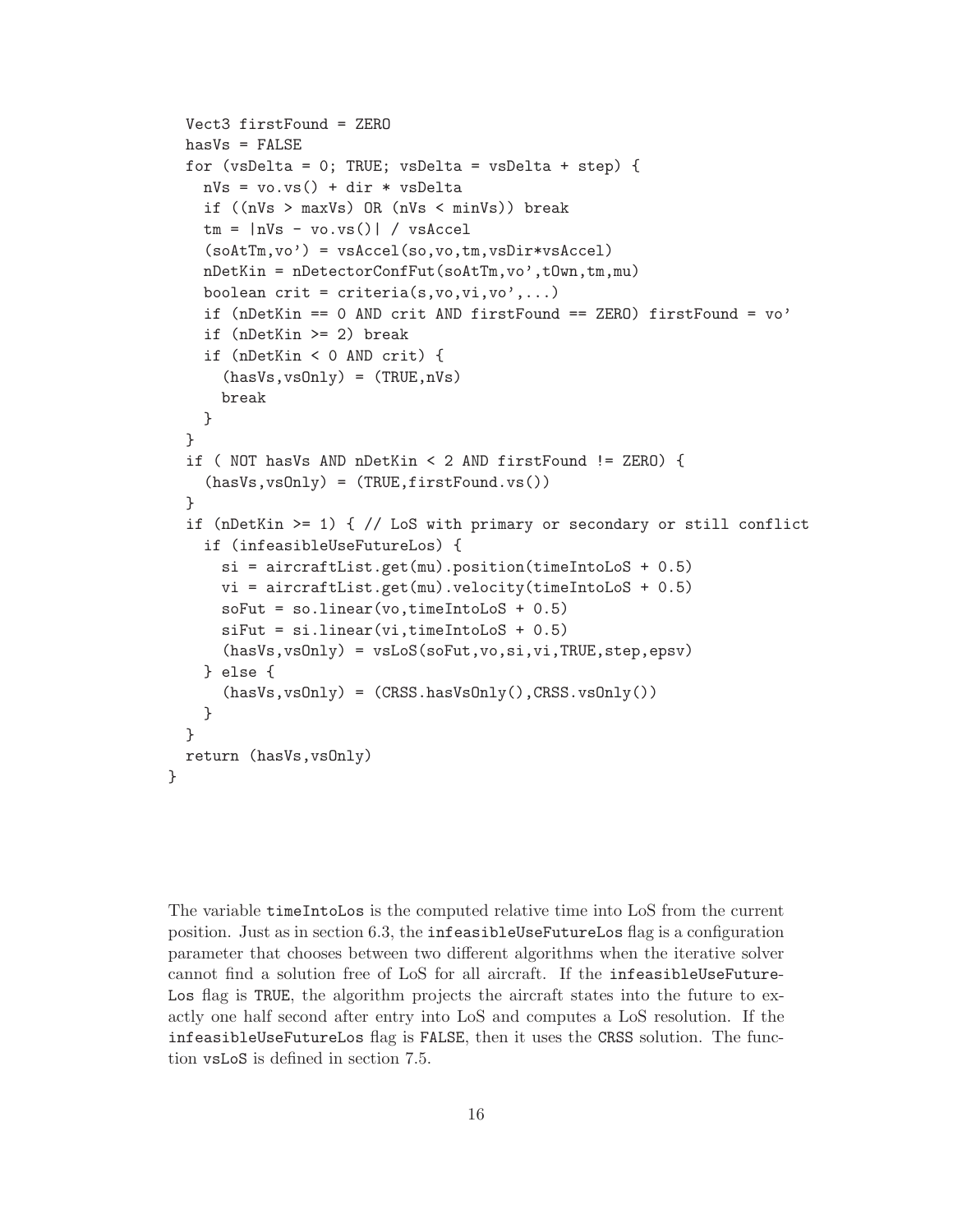```
  Vect3 firstFound = ZERO
  hasVs = FALSE
  for (vsDelta = 0; TRUE; vsDelta = vsDelta + step) {
    nVs = vo.vs() + dir * vsDelta
    if ((nVs > maxVs) OR (nVs < minVs)) break
    tm = |nVs - vo.vs()| / vsAccel
    (soAtTm,vo') = vsAccel(so,vo,tm,vsDir*vsAccel)
    nDetKin = nDetectorConfFut(soAtTm,vo',tOwn,tm,mu)
    boolean crit = criteria(s,vo,vi,vo',...)
    if (nDetKin == 0 AND crit AND firstFound == ZERO) firstFound = vo'
    if (nDetKin >= 2) break
    if (nDetKin < 0 AND crit) {
      (hasVs,vsOnly) = (TRUE,nVs)
      break
    }
  }
  if ( NOT hasVs AND nDetKin < 2 AND firstFound != ZERO) {
    (hasVs,vsOnly) = (TRUE,firstFound.vs())
  }
  if (nDetKin >= 1) { // LoS with primary or secondary or still conflict
    if (infeasibleUseFutureLos) {
      si = aircraftList.get(mu).position(timeIntoLoS + 0.5)
      vi = aircraftList.get(mu).velocity(timeIntoLoS + 0.5)
      soFut = so.linear(vo,timeIntoLoS + 0.5)
      siFut = si.linear(vi,timeIntoLoS + 0.5)
      (hasVs,vsOnly) = vsLoS(soFut,vo,si,vi,TRUE,step,epsv)
    } else {
      (hasVs,vsOnly) = (CRSS.hasVsOnly(),CRSS.vsOnly())
    }
  }
  return (hasVs,vsOnly)
}
```

The variable `timeIntoLos` is the computed relative time into LoS from the current position. Just as in section 6.3, the `infeasibleUseFutureLos` flag is a configuration parameter that chooses between two different algorithms when the iterative solver cannot find a solution free of LoS for all aircraft. If the `infeasibleUseFutureLos` flag is `TRUE`, the algorithm projects the aircraft states into the future to exactly one half second after entry into LoS and computes a LoS resolution. If the `infeasibleUseFutureLos` flag is `FALSE`, then it uses the `CRSS` solution. The function `vsLoS` is defined in section 7.5.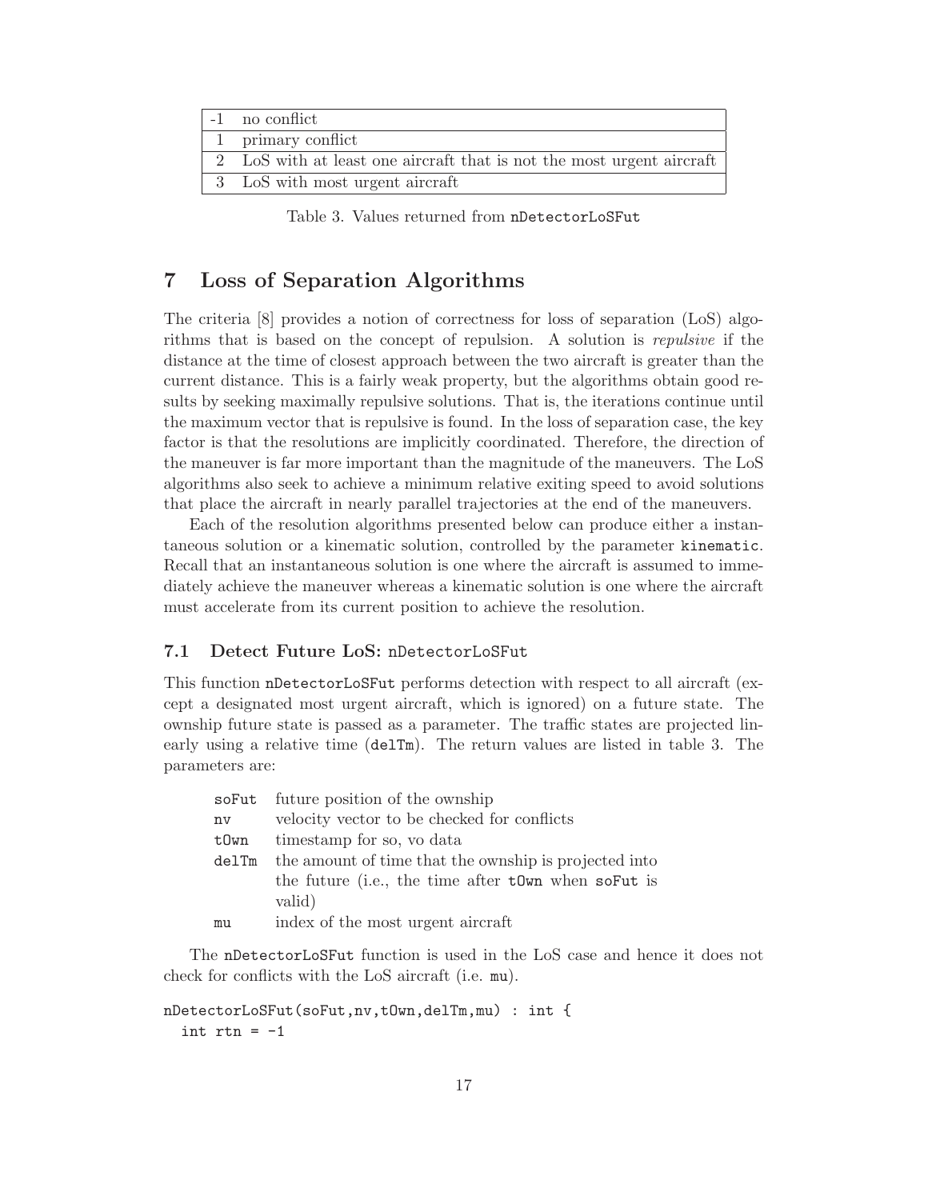| | |
|---|---|
| -1 | no conflict |
| 1 | primary conflict |
| 2 | LoS with at least one aircraft that is not the most urgent aircraft |
| 3 | LoS with most urgent aircraft |

Table 3. Values returned from `nDetectorLoSFut`

## 7 Loss of Separation Algorithms

The criteria [8] provides a notion of correctness for loss of separation (LoS) algorithms that is based on the concept of repulsion. A solution is *repulsive* if the distance at the time of closest approach between the two aircraft is greater than the current distance. This is a fairly weak property, but the algorithms obtain good results by seeking maximally repulsive solutions. That is, the iterations continue until the maximum vector that is repulsive is found. In the loss of separation case, the key factor is that the resolutions are implicitly coordinated. Therefore, the direction of the maneuver is far more important than the magnitude of the maneuvers. The LoS algorithms also seek to achieve a minimum relative exiting speed to avoid solutions that place the aircraft in nearly parallel trajectories at the end of the maneuvers.

Each of the resolution algorithms presented below can produce either a instantaneous solution or a kinematic solution, controlled by the parameter `kinematic`. Recall that an instantaneous solution is one where the aircraft is assumed to immediately achieve the maneuver whereas a kinematic solution is one where the aircraft must accelerate from its current position to achieve the resolution.

### 7.1 Detect Future LoS: `nDetectorLoSFut`

This function `nDetectorLoSFut` performs detection with respect to all aircraft (except a designated most urgent aircraft, which is ignored) on a future state. The ownship future state is passed as a parameter. The traffic states are projected linearly using a relative time (`delTm`). The return values are listed in table 3. The parameters are:

| | |
|---|---|
| `soFut` | future position of the ownship |
| `nv` | velocity vector to be checked for conflicts |
| `tOwn` | timestamp for so, vo data |
| `delTm` | the amount of time that the ownship is projected into the future (i.e., the time after `tOwn` when `soFut` is valid) |
| `mu` | index of the most urgent aircraft |

The `nDetectorLoSFut` function is used in the LoS case and hence it does not check for conflicts with the LoS aircraft (i.e. `mu`).

```
nDetectorLoSFut(soFut,nv,tOwn,delTm,mu) : int {
  int rtn = -1
```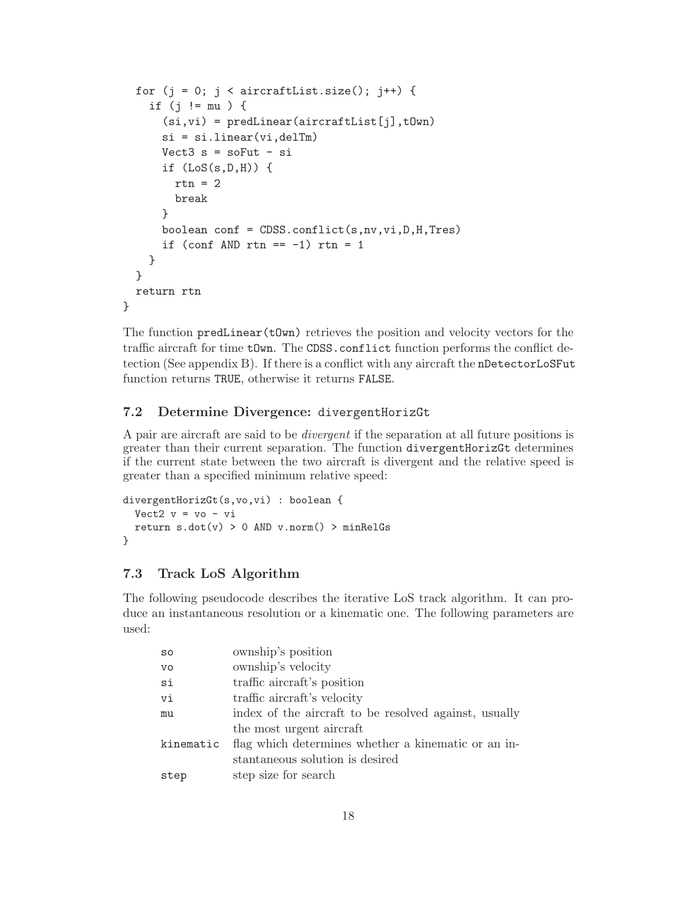```
  for (j = 0; j < aircraftList.size(); j++) {
    if (j != mu ) {
      (si,vi) = predLinear(aircraftList[j],tOwn)
      si = si.linear(vi,delTm)
      Vect3 s = soFut - si
      if (LoS(s,D,H)) {
        rtn = 2
        break
      }
      boolean conf = CDSS.conflict(s,nv,vi,D,H,Tres)
      if (conf AND rtn == -1) rtn = 1
    }
  }
  return rtn
}
```

The function `predLinear(tOwn)` retrieves the position and velocity vectors for the traffic aircraft for time `tOwn`. The `CDSS.conflict` function performs the conflict detection (See appendix B). If there is a conflict with any aircraft the `nDetectorLoSFut` function returns `TRUE`, otherwise it returns `FALSE`.

### 7.2 Determine Divergence: `divergentHorizGt`

A pair are aircraft are said to be *divergent* if the separation at all future positions is greater than their current separation. The function `divergentHorizGt` determines if the current state between the two aircraft is divergent and the relative speed is greater than a specified minimum relative speed:

```
divergentHorizGt(s,vo,vi) : boolean {
  Vect2 v = vo - vi
  return s.dot(v) > 0 AND v.norm() > minRelGs
}
```

### 7.3 Track LoS Algorithm

The following pseudocode describes the iterative LoS track algorithm. It can produce an instantaneous resolution or a kinematic one. The following parameters are used:

| | |
|---|---|
| `so` | ownship's position |
| `vo` | ownship's velocity |
| `si` | traffic aircraft's position |
| `vi` | traffic aircraft's velocity |
| `mu` | index of the aircraft to be resolved against, usually the most urgent aircraft |
| `kinematic` | flag which determines whether a kinematic or an instantaneous solution is desired |
| `step` | step size for search |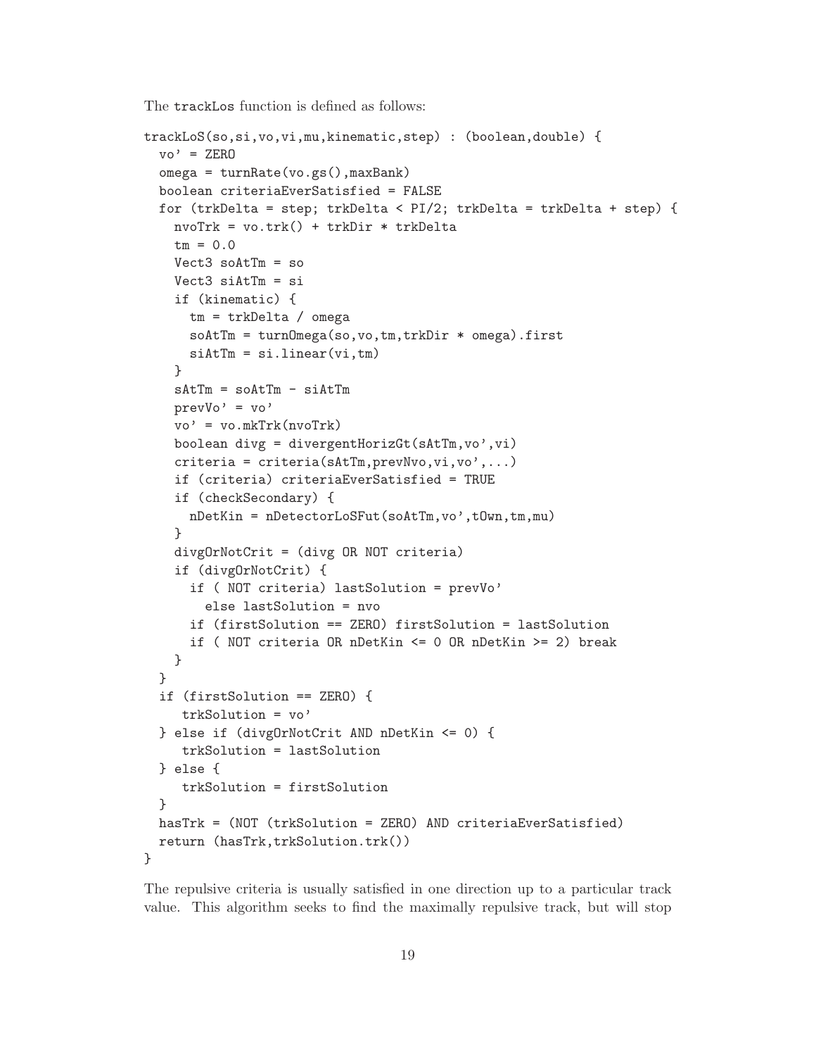The trackLos function is defined as follows:

```
trackLoS(so,si,vo,vi,mu,kinematic,step) : (boolean,double) {
  vo' = ZERO
  omega = turnRate(vo.gs(),maxBank)
  boolean criteriaEverSatisfied = FALSE
  for (trkDelta = step; trkDelta < PI/2; trkDelta = trkDelta + step) {
    nvoTrk = vo.trk() + trkDir * trkDelta
    tm = 0.0
    Vect3 soAtTm = so
    Vect3 siAtTm = si
    if (kinematic) {
      tm = trkDelta / omega
      soAtTm = turnOmega(so,vo,tm,trkDir * omega).first
      siAtTm = si.linear(vi,tm)
    }
    sAtTm = soAtTm - siAtTm
    prevVo' = vo'
    vo' = vo.mkTrk(nvoTrk)
    boolean divg = divergentHorizGt(sAtTm,vo',vi)
    criteria = criteria(sAtTm,prevNvo,vi,vo',...)
    if (criteria) criteriaEverSatisfied = TRUE
    if (checkSecondary) {
      nDetKin = nDetectorLoSFut(soAtTm,vo',tOwn,tm,mu)
    }
    divgOrNotCrit = (divg OR NOT criteria)
    if (divgOrNotCrit) {
      if ( NOT criteria) lastSolution = prevVo'
        else lastSolution = nvo
      if (firstSolution == ZERO) firstSolution = lastSolution
      if ( NOT criteria OR nDetKin <= 0 OR nDetKin >= 2) break
    }
  }
  if (firstSolution == ZERO) {
     trkSolution = vo'
  } else if (divgOrNotCrit AND nDetKin <= 0) {
     trkSolution = lastSolution
  } else {
     trkSolution = firstSolution
  }
  hasTrk = (NOT (trkSolution = ZERO) AND criteriaEverSatisfied)
  return (hasTrk,trkSolution.trk())
}
```

The repulsive criteria is usually satisfied in one direction up to a particular track value. This algorithm seeks to find the maximally repulsive track, but will stop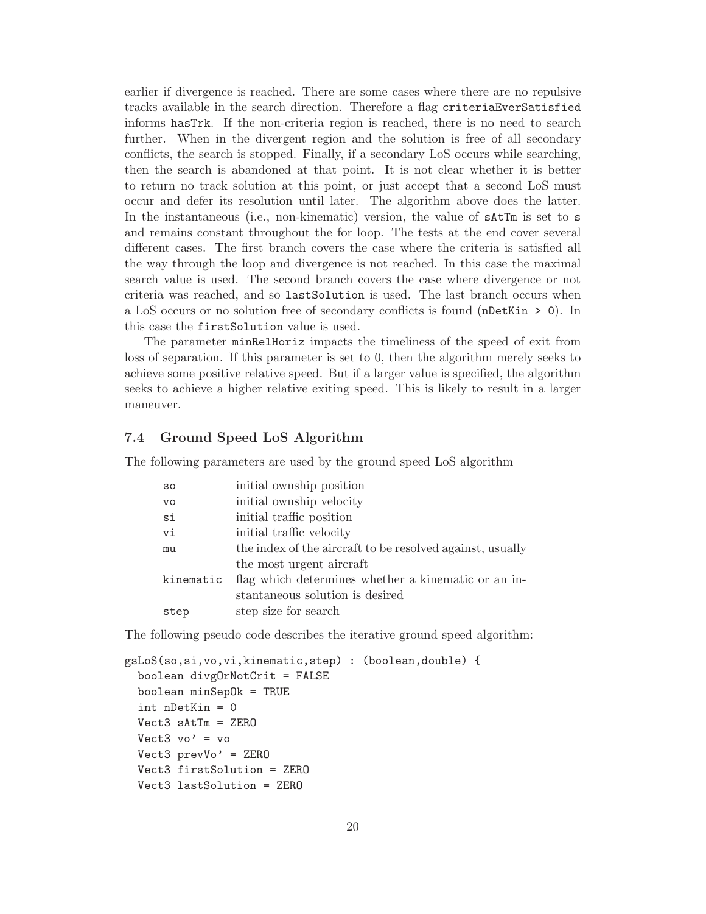earlier if divergence is reached. There are some cases where there are no repulsive tracks available in the search direction. Therefore a flag `criteriaEverSatisfied` informs `hasTrk`. If the non-criteria region is reached, there is no need to search further. When in the divergent region and the solution is free of all secondary conflicts, the search is stopped. Finally, if a secondary LoS occurs while searching, then the search is abandoned at that point. It is not clear whether it is better to return no track solution at this point, or just accept that a second LoS must occur and defer its resolution until later. The algorithm above does the latter. In the instantaneous (i.e., non-kinematic) version, the value of `sAtTm` is set to `s` and remains constant throughout the for loop. The tests at the end cover several different cases. The first branch covers the case where the criteria is satisfied all the way through the loop and divergence is not reached. In this case the maximal search value is used. The second branch covers the case where divergence or not criteria was reached, and so `lastSolution` is used. The last branch occurs when a LoS occurs or no solution free of secondary conflicts is found (`nDetKin > 0`). In this case the `firstSolution` value is used.

The parameter `minRelHoriz` impacts the timeliness of the speed of exit from loss of separation. If this parameter is set to 0, then the algorithm merely seeks to achieve some positive relative speed. But if a larger value is specified, the algorithm seeks to achieve a higher relative exiting speed. This is likely to result in a larger maneuver.

### 7.4 Ground Speed LoS Algorithm

The following parameters are used by the ground speed LoS algorithm

| | |
|---|---|
| `so` | initial ownship position |
| `vo` | initial ownship velocity |
| `si` | initial traffic position |
| `vi` | initial traffic velocity |
| `mu` | the index of the aircraft to be resolved against, usually the most urgent aircraft |
| `kinematic` | flag which determines whether a kinematic or an instantaneous solution is desired |
| `step` | step size for search |

The following pseudo code describes the iterative ground speed algorithm:

```
gsLoS(so,si,vo,vi,kinematic,step) : (boolean,double) {
  boolean divgOrNotCrit = FALSE
  boolean minSepOk = TRUE
  int nDetKin = 0
  Vect3 sAtTm = ZERO
  Vect3 vo' = vo
  Vect3 prevVo' = ZERO
  Vect3 firstSolution = ZERO
  Vect3 lastSolution = ZERO
```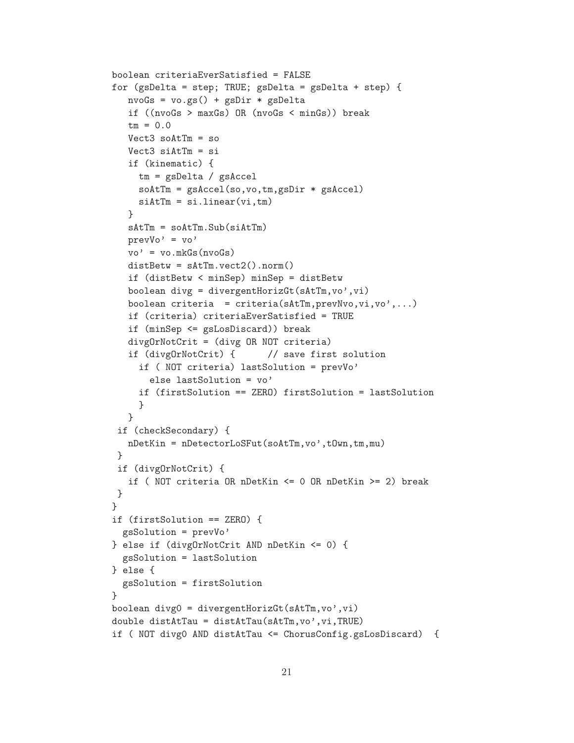```
boolean criteriaEverSatisfied = FALSE
for (gsDelta = step; TRUE; gsDelta = gsDelta + step) {
   nvoGs = vo.gs() + gsDir * gsDelta
   if ((nvoGs > maxGs) OR (nvoGs < minGs)) break
   tm = 0.0
   Vect3 soAtTm = so
   Vect3 siAtTm = si
   if (kinematic) {
     tm = gsDelta / gsAccel
     soAtTm = gsAccel(so,vo,tm,gsDir * gsAccel)
     siAtTm = si.linear(vi,tm)
   }
   sAtTm = soAtTm.Sub(siAtTm)
   prevVo' = vo'
   vo' = vo.mkGs(nvoGs)
   distBetw = sAtTm.vect2().norm()
   if (distBetw < minSep) minSep = distBetw
   boolean divg = divergentHorizGt(sAtTm,vo',vi)
   boolean criteria  = criteria(sAtTm,prevNvo,vi,vo',...)
   if (criteria) criteriaEverSatisfied = TRUE
   if (minSep <= gsLosDiscard)) break
   divgOrNotCrit = (divg OR NOT criteria)
   if (divgOrNotCrit) {      // save first solution
     if ( NOT criteria) lastSolution = prevVo'
       else lastSolution = vo'
     if (firstSolution == ZERO) firstSolution = lastSolution
     }
   }
 if (checkSecondary) {
   nDetKin = nDetectorLoSFut(soAtTm,vo',tOwn,tm,mu)
 }
 if (divgOrNotCrit) {
   if ( NOT criteria OR nDetKin <= 0 OR nDetKin >= 2) break
 }
}
if (firstSolution == ZERO) {
  gsSolution = prevVo'
} else if (divgOrNotCrit AND nDetKin <= 0) {
  gsSolution = lastSolution
} else {
  gsSolution = firstSolution
}
boolean divg0 = divergentHorizGt(sAtTm,vo',vi)
double distAtTau = distAtTau(sAtTm,vo',vi,TRUE)
if ( NOT divg0 AND distAtTau <= ChorusConfig.gsLosDiscard)  {
```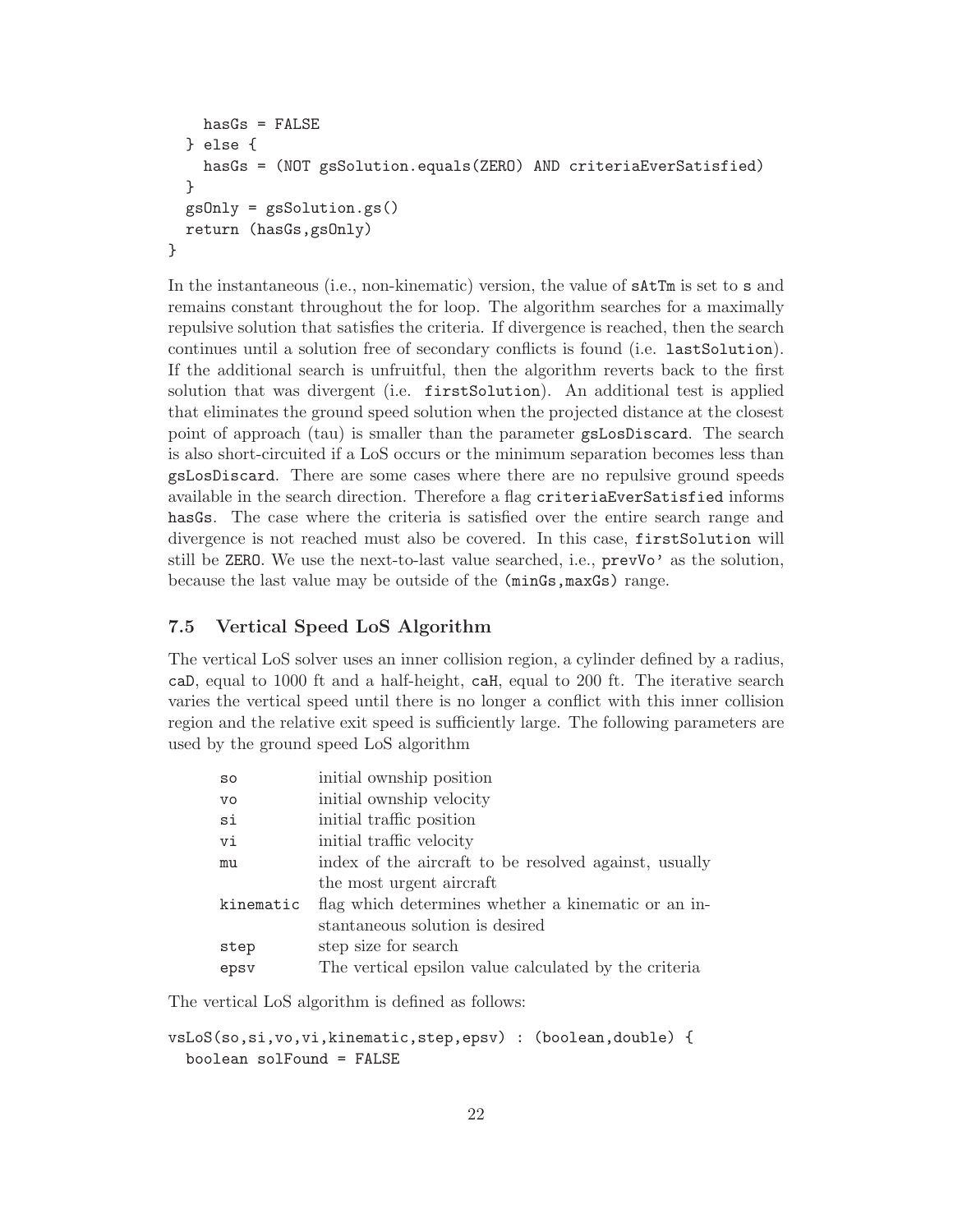```
    hasGs = FALSE
  } else {
    hasGs = (NOT gsSolution.equals(ZERO) AND criteriaEverSatisfied)
  }
  gsOnly = gsSolution.gs()
  return (hasGs,gsOnly)
}
```

In the instantaneous (i.e., non-kinematic) version, the value of `sAtTm` is set to `s` and remains constant throughout the for loop. The algorithm searches for a maximally repulsive solution that satisfies the criteria. If divergence is reached, then the search continues until a solution free of secondary conflicts is found (i.e. `lastSolution`). If the additional search is unfruitful, then the algorithm reverts back to the first solution that was divergent (i.e. `firstSolution`). An additional test is applied that eliminates the ground speed solution when the projected distance at the closest point of approach (tau) is smaller than the parameter `gsLosDiscard`. The search is also short-circuited if a LoS occurs or the minimum separation becomes less than `gsLosDiscard`. There are some cases where there are no repulsive ground speeds available in the search direction. Therefore a flag `criteriaEverSatisfied` informs `hasGs`. The case where the criteria is satisfied over the entire search range and divergence is not reached must also be covered. In this case, `firstSolution` will still be `ZERO`. We use the next-to-last value searched, i.e., `prevVo'` as the solution, because the last value may be outside of the `(minGs,maxGs)` range.

### 7.5 Vertical Speed LoS Algorithm

The vertical LoS solver uses an inner collision region, a cylinder defined by a radius, `caD`, equal to 1000 ft and a half-height, `caH`, equal to 200 ft. The iterative search varies the vertical speed until there is no longer a conflict with this inner collision region and the relative exit speed is sufficiently large. The following parameters are used by the ground speed LoS algorithm

| | |
|---|---|
| `so` | initial ownship position |
| `vo` | initial ownship velocity |
| `si` | initial traffic position |
| `vi` | initial traffic velocity |
| `mu` | index of the aircraft to be resolved against, usually the most urgent aircraft |
| `kinematic` | flag which determines whether a kinematic or an instantaneous solution is desired |
| `step` | step size for search |
| `epsv` | The vertical epsilon value calculated by the criteria |

The vertical LoS algorithm is defined as follows:

```
vsLoS(so,si,vo,vi,kinematic,step,epsv) : (boolean,double) {
  boolean solFound = FALSE
```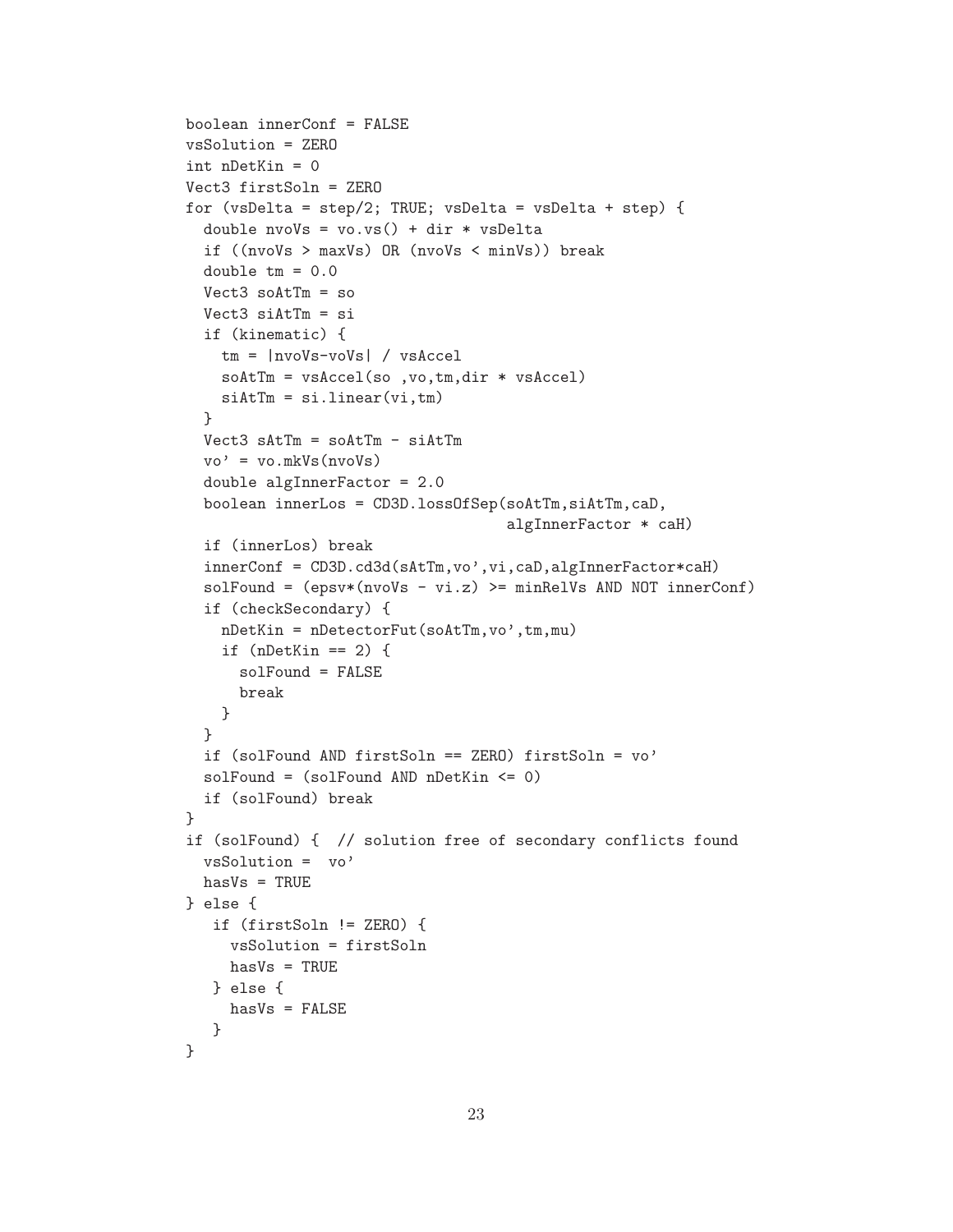```
boolean innerConf = FALSE
vsSolution = ZERO
int nDetKin = 0
Vect3 firstSoln = ZERO
for (vsDelta = step/2; TRUE; vsDelta = vsDelta + step) {
  double nvoVs = vo.vs() + dir * vsDelta
  if ((nvoVs > maxVs) OR (nvoVs < minVs)) break
  double tm = 0.0
  Vect3 soAtTm = so
  Vect3 siAtTm = si
  if (kinematic) {
    tm = |nvoVs-voVs| / vsAccel
    soAtTm = vsAccel(so ,vo,tm,dir * vsAccel)
    siAtTm = si.linear(vi,tm)
  }
  Vect3 sAtTm = soAtTm - siAtTm
  vo' = vo.mkVs(nvoVs)
  double algInnerFactor = 2.0
  boolean innerLos = CD3D.lossOfSep(soAtTm,siAtTm,caD,
                                  algInnerFactor * caH)
  if (innerLos) break
  innerConf = CD3D.cd3d(sAtTm,vo',vi,caD,algInnerFactor*caH)
  solFound = (epsv*(nvoVs - vi.z) >= minRelVs AND NOT innerConf)
  if (checkSecondary) {
    nDetKin = nDetectorFut(soAtTm,vo',tm,mu)
    if (nDetKin == 2) {
      solFound = FALSE
      break
    }
  }
  if (solFound AND firstSoln == ZERO) firstSoln = vo'
  solFound = (solFound AND nDetKin <= 0)
  if (solFound) break
}
if (solFound) {  // solution free of secondary conflicts found
  vsSolution =  vo'
  hasVs = TRUE
} else {
   if (firstSoln != ZERO) {
     vsSolution = firstSoln
     hasVs = TRUE
   } else {
     hasVs = FALSE
   }
}
```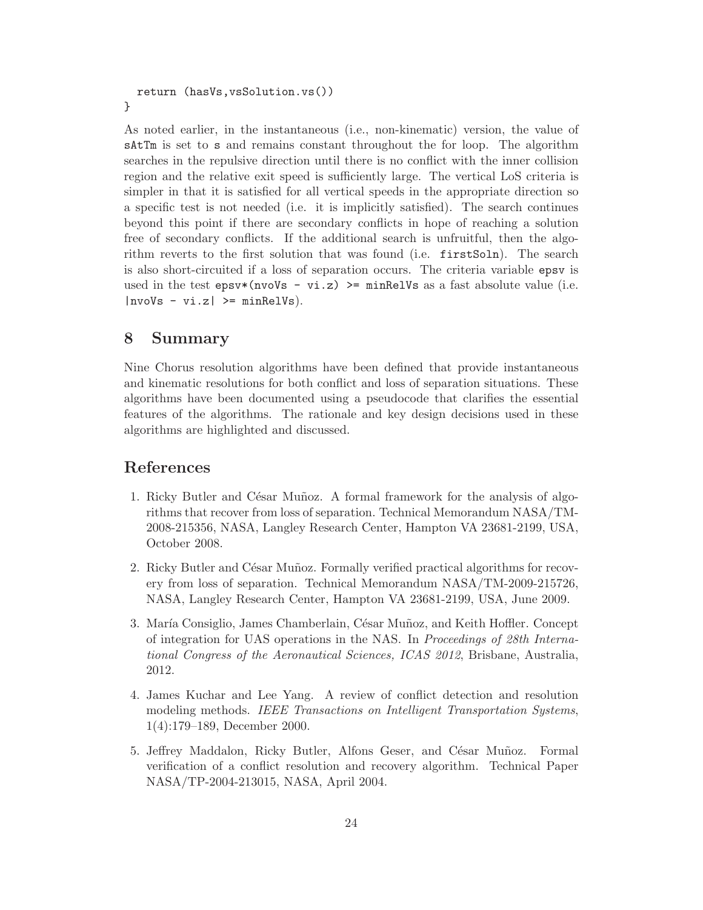```
  return (hasVs,vsSolution.vs())
}
```

As noted earlier, in the instantaneous (i.e., non-kinematic) version, the value of `sAtTm` is set to `s` and remains constant throughout the for loop. The algorithm searches in the repulsive direction until there is no conflict with the inner collision region and the relative exit speed is sufficiently large. The vertical LoS criteria is simpler in that it is satisfied for all vertical speeds in the appropriate direction so a specific test is not needed (i.e. it is implicitly satisfied). The search continues beyond this point if there are secondary conflicts in hope of reaching a solution free of secondary conflicts. If the additional search is unfruitful, then the algorithm reverts to the first solution that was found (i.e. `firstSoln`). The search is also short-circuited if a loss of separation occurs. The criteria variable `epsv` is used in the test `epsv*(nvoVs - vi.z) >= minRelVs` as a fast absolute value (i.e. `|nvoVs - vi.z| >= minRelVs`).

## 8 Summary

Nine Chorus resolution algorithms have been defined that provide instantaneous and kinematic resolutions for both conflict and loss of separation situations. These algorithms have been documented using a pseudocode that clarifies the essential features of the algorithms. The rationale and key design decisions used in these algorithms are highlighted and discussed.

## References

1. Ricky Butler and César Muñoz. A formal framework for the analysis of algorithms that recover from loss of separation. Technical Memorandum NASA/TM-2008-215356, NASA, Langley Research Center, Hampton VA 23681-2199, USA, October 2008.

2. Ricky Butler and César Muñoz. Formally verified practical algorithms for recovery from loss of separation. Technical Memorandum NASA/TM-2009-215726, NASA, Langley Research Center, Hampton VA 23681-2199, USA, June 2009.

3. María Consiglio, James Chamberlain, César Muñoz, and Keith Hoffler. Concept of integration for UAS operations in the NAS. In *Proceedings of 28th International Congress of the Aeronautical Sciences, ICAS 2012*, Brisbane, Australia, 2012.

4. James Kuchar and Lee Yang. A review of conflict detection and resolution modeling methods. *IEEE Transactions on Intelligent Transportation Systems*, 1(4):179–189, December 2000.

5. Jeffrey Maddalon, Ricky Butler, Alfons Geser, and César Muñoz. Formal verification of a conflict resolution and recovery algorithm. Technical Paper NASA/TP-2004-213015, NASA, April 2004.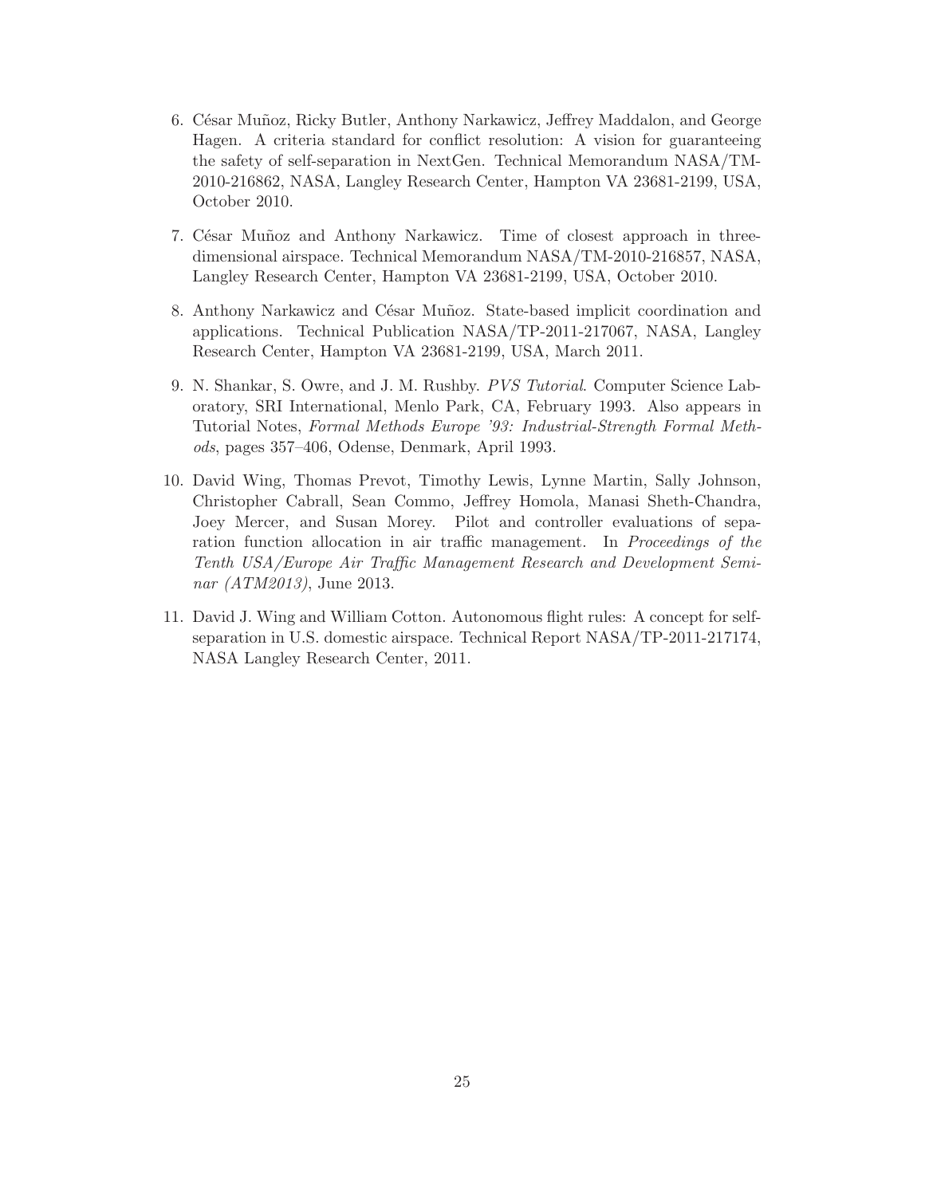6. César Muñoz, Ricky Butler, Anthony Narkawicz, Jeffrey Maddalon, and George Hagen. A criteria standard for conflict resolution: A vision for guaranteeing the safety of self-separation in NextGen. Technical Memorandum NASA/TM-2010-216862, NASA, Langley Research Center, Hampton VA 23681-2199, USA, October 2010.

7. César Muñoz and Anthony Narkawicz. Time of closest approach in three-dimensional airspace. Technical Memorandum NASA/TM-2010-216857, NASA, Langley Research Center, Hampton VA 23681-2199, USA, October 2010.

8. Anthony Narkawicz and César Muñoz. State-based implicit coordination and applications. Technical Publication NASA/TP-2011-217067, NASA, Langley Research Center, Hampton VA 23681-2199, USA, March 2011.

9. N. Shankar, S. Owre, and J. M. Rushby. *PVS Tutorial*. Computer Science Laboratory, SRI International, Menlo Park, CA, February 1993. Also appears in Tutorial Notes, *Formal Methods Europe '93: Industrial-Strength Formal Methods*, pages 357–406, Odense, Denmark, April 1993.

10. David Wing, Thomas Prevot, Timothy Lewis, Lynne Martin, Sally Johnson, Christopher Cabrall, Sean Commo, Jeffrey Homola, Manasi Sheth-Chandra, Joey Mercer, and Susan Morey. Pilot and controller evaluations of separation function allocation in air traffic management. In *Proceedings of the Tenth USA/Europe Air Traffic Management Research and Development Seminar (ATM2013)*, June 2013.

11. David J. Wing and William Cotton. Autonomous flight rules: A concept for self-separation in U.S. domestic airspace. Technical Report NASA/TP-2011-217174, NASA Langley Research Center, 2011.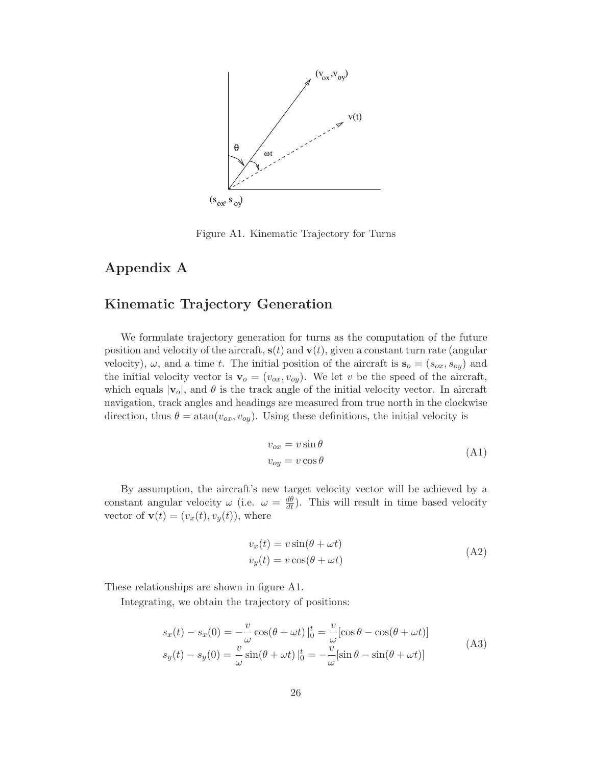Figure A1. Kinematic Trajectory for Turns

# Appendix A

## Kinematic Trajectory Generation

We formulate trajectory generation for turns as the computation of the future position and velocity of the aircraft, $\mathbf{s}(t)$ and $\mathbf{v}(t)$, given a constant turn rate (angular velocity), $\omega$, and a time $t$. The initial position of the aircraft is $\mathbf{s}_o = (s_{ox}, s_{oy})$ and the initial velocity vector is $\mathbf{v}_o = (v_{ox}, v_{oy})$. We let $v$ be the speed of the aircraft, which equals $|\mathbf{v}_o|$, and $\theta$ is the track angle of the initial velocity vector. In aircraft navigation, track angles and headings are measured from true north in the clockwise direction, thus $\theta = \text{atan}(v_{ox}, v_{oy})$. Using these definitions, the initial velocity is

$$
\begin{aligned}
v_{ox} &= v \sin\theta \\
v_{oy} &= v \cos\theta
\end{aligned}
\tag{A1}
$$

By assumption, the aircraft's new target velocity vector will be achieved by a constant angular velocity $\omega$ (i.e. $\omega = \frac{d\theta}{dt}$). This will result in time based velocity vector of $\mathbf{v}(t) = (v_x(t), v_y(t))$, where

$$
\begin{aligned}
v_x(t) &= v \sin(\theta + \omega t) \\
v_y(t) &= v \cos(\theta + \omega t)
\end{aligned}
\tag{A2}
$$

These relationships are shown in figure A1.

Integrating, we obtain the trajectory of positions:

$$
\begin{aligned}
s_x(t) - s_x(0) &= -\frac{v}{\omega}\cos(\theta + \omega t)\,|_0^t = \frac{v}{\omega}[\cos\theta - \cos(\theta + \omega t)] \\
s_y(t) - s_y(0) &= \frac{v}{\omega}\sin(\theta + \omega t)\,|_0^t = -\frac{v}{\omega}[\sin\theta - \sin(\theta + \omega t)]
\end{aligned}
\tag{A3}
$$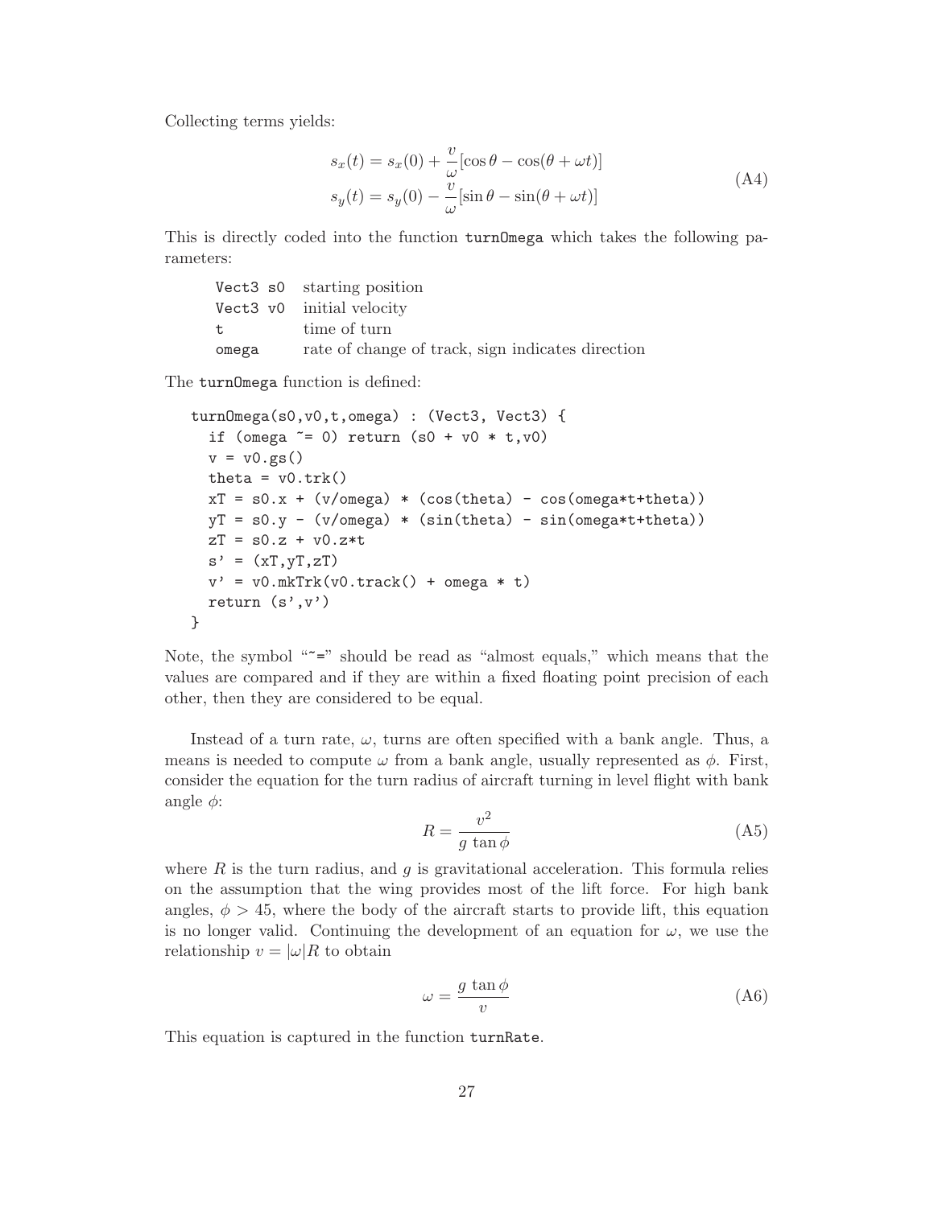Collecting terms yields:

$$
\begin{aligned}
s_x(t) &= s_x(0) + \frac{v}{\omega}[\cos\theta - \cos(\theta + \omega t)] \\
s_y(t) &= s_y(0) - \frac{v}{\omega}[\sin\theta - \sin(\theta + \omega t)]
\end{aligned}
\tag{A4}
$$

This is directly coded into the function `turnOmega` which takes the following parameters:

| | |
|---|---|
| `Vect3 s0` | starting position |
| `Vect3 v0` | initial velocity |
| `t` | time of turn |
| `omega` | rate of change of track, sign indicates direction |

The `turnOmega` function is defined:

```
turnOmega(s0,v0,t,omega) : (Vect3, Vect3) {
  if (omega ~= 0) return (s0 + v0 * t,v0)
  v = v0.gs()
  theta = v0.trk()
  xT = s0.x + (v/omega) * (cos(theta) - cos(omega*t+theta))
  yT = s0.y - (v/omega) * (sin(theta) - sin(omega*t+theta))
  zT = s0.z + v0.z*t
  s' = (xT,yT,zT)
  v' = v0.mkTrk(v0.track() + omega * t)
  return (s',v')
}
```

Note, the symbol "~=" should be read as "almost equals," which means that the values are compared and if they are within a fixed floating point precision of each other, then they are considered to be equal.

Instead of a turn rate, $\omega$, turns are often specified with a bank angle. Thus, a means is needed to compute $\omega$ from a bank angle, usually represented as $\phi$. First, consider the equation for the turn radius of aircraft turning in level flight with bank angle $\phi$:

$$
R = \frac{v^2}{g \tan\phi} \tag{A5}
$$

where $R$ is the turn radius, and $g$ is gravitational acceleration. This formula relies on the assumption that the wing provides most of the lift force. For high bank angles, $\phi > 45$, where the body of the aircraft starts to provide lift, this equation is no longer valid. Continuing the development of an equation for $\omega$, we use the relationship $v = |\omega|R$ to obtain

$$
\omega = \frac{g \tan\phi}{v} \tag{A6}
$$

This equation is captured in the function `turnRate`.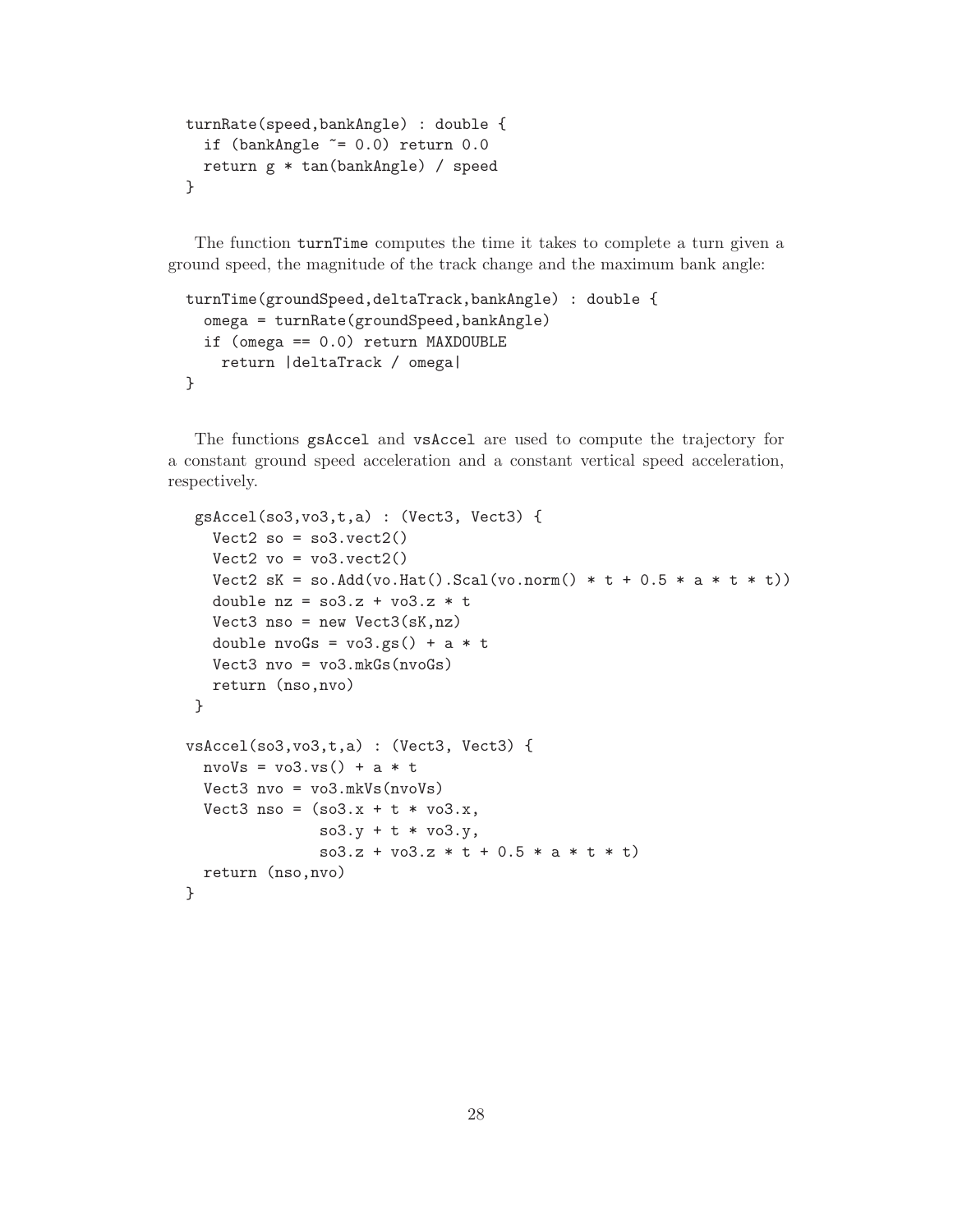```
turnRate(speed,bankAngle) : double {
  if (bankAngle ~= 0.0) return 0.0
  return g * tan(bankAngle) / speed
}
```

The function turnTime computes the time it takes to complete a turn given a ground speed, the magnitude of the track change and the maximum bank angle:

```
turnTime(groundSpeed,deltaTrack,bankAngle) : double {
  omega = turnRate(groundSpeed,bankAngle)
  if (omega == 0.0) return MAXDOUBLE
    return |deltaTrack / omega|
}
```

The functions gsAccel and vsAccel are used to compute the trajectory for a constant ground speed acceleration and a constant vertical speed acceleration, respectively.

```
 gsAccel(so3,vo3,t,a) : (Vect3, Vect3) {
   Vect2 so = so3.vect2()
   Vect2 vo = vo3.vect2()
   Vect2 sK = so.Add(vo.Hat().Scal(vo.norm() * t + 0.5 * a * t * t))
   double nz = so3.z + vo3.z * t
   Vect3 nso = new Vect3(sK,nz)
   double nvoGs = vo3.gs() + a * t
   Vect3 nvo = vo3.mkGs(nvoGs)
   return (nso,nvo)
 }

vsAccel(so3,vo3,t,a) : (Vect3, Vect3) {
  nvoVs = vo3.vs() + a * t
  Vect3 nvo = vo3.mkVs(nvoVs)
  Vect3 nso = (so3.x + t * vo3.x,
               so3.y + t * vo3.y,
               so3.z + vo3.z * t + 0.5 * a * t * t)
  return (nso,nvo)
}
```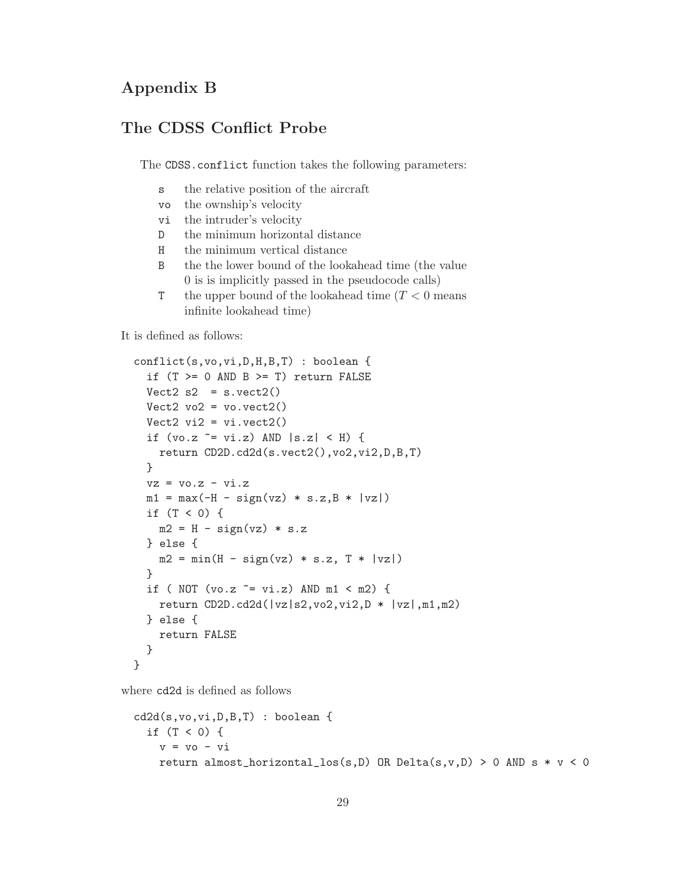# Appendix B

## The CDSS Conflict Probe

The `CDSS.conflict` function takes the following parameters:

- `s` the relative position of the aircraft
- `vo` the ownship's velocity
- `vi` the intruder's velocity
- `D` the minimum horizontal distance
- `H` the minimum vertical distance
- `B` the the lower bound of the lookahead time (the value 0 is is implicitly passed in the pseudocode calls)
- `T` the upper bound of the lookahead time ($T < 0$ means infinite lookahead time)

It is defined as follows:

```
conflict(s,vo,vi,D,H,B,T) : boolean {
  if (T >= 0 AND B >= T) return FALSE
  Vect2 s2  = s.vect2()
  Vect2 vo2 = vo.vect2()
  Vect2 vi2 = vi.vect2()
  if (vo.z ~= vi.z) AND |s.z| < H) {
    return CD2D.cd2d(s.vect2(),vo2,vi2,D,B,T)
  }
  vz = vo.z - vi.z
  m1 = max(-H - sign(vz) * s.z,B * |vz|)
  if (T < 0) {
    m2 = H - sign(vz) * s.z
  } else {
    m2 = min(H - sign(vz) * s.z, T * |vz|)
  }
  if ( NOT (vo.z ~= vi.z) AND m1 < m2) {
    return CD2D.cd2d(|vz|s2,vo2,vi2,D * |vz|,m1,m2)
  } else {
    return FALSE
  }
}
```

where `cd2d` is defined as follows

```
cd2d(s,vo,vi,D,B,T) : boolean {
  if (T < 0) {
    v = vo - vi
    return almost_horizontal_los(s,D) OR Delta(s,v,D) > 0 AND s * v < 0
```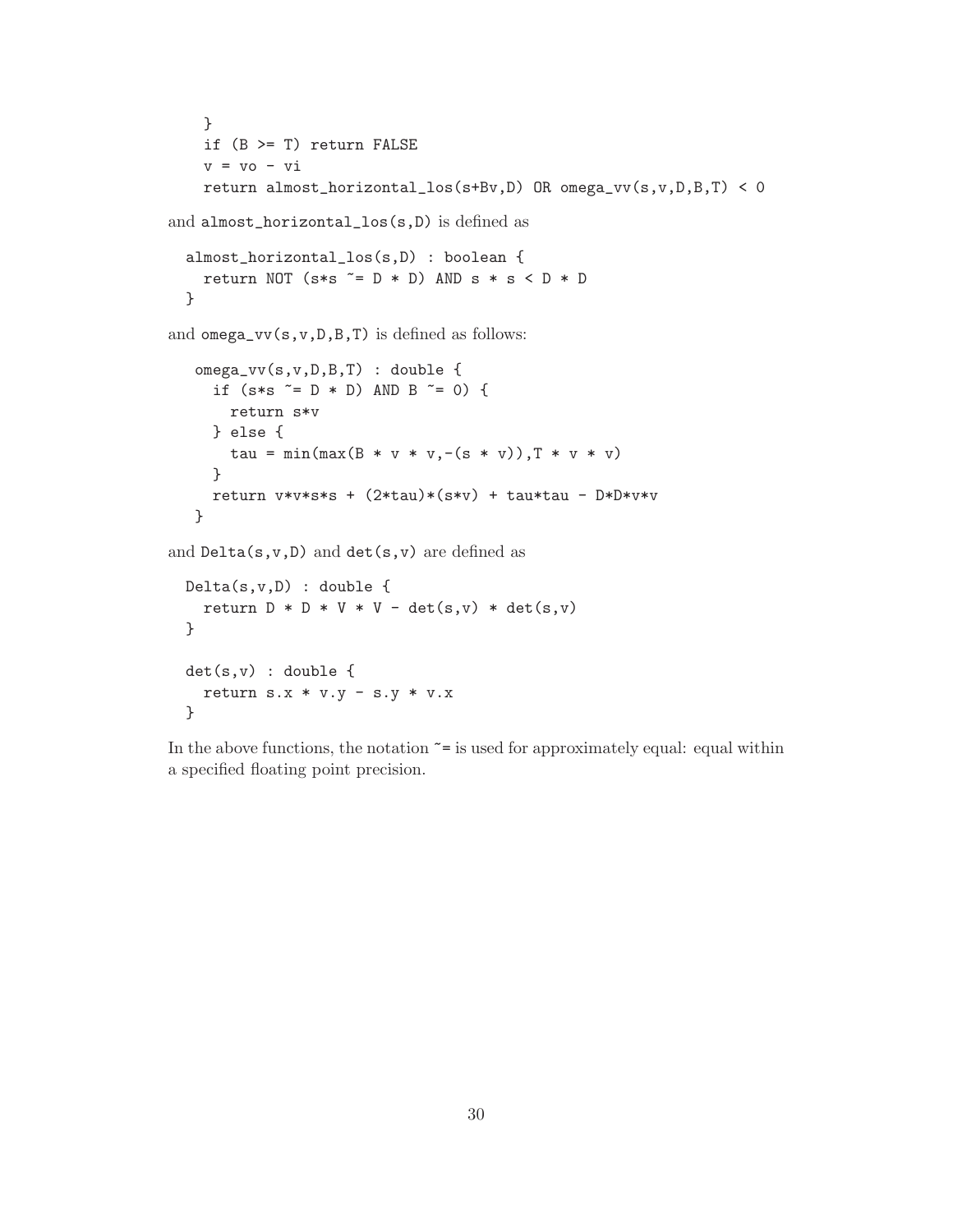```
    }
    if (B >= T) return FALSE
    v = vo - vi
    return almost_horizontal_los(s+Bv,D) OR omega_vv(s,v,D,B,T) < 0
```

and `almost_horizontal_los(s,D)` is defined as

```
  almost_horizontal_los(s,D) : boolean {
    return NOT (s*s ~= D * D) AND s * s < D * D
  }
```

and `omega_vv(s,v,D,B,T)` is defined as follows:

```
   omega_vv(s,v,D,B,T) : double {
     if (s*s ~= D * D) AND B ~= 0) {
       return s*v
     } else {
       tau = min(max(B * v * v,-(s * v)),T * v * v)
     }
     return v*v*s*s + (2*tau)*(s*v) + tau*tau - D*D*v*v
   }
```

and `Delta(s,v,D)` and `det(s,v)` are defined as

```
  Delta(s,v,D) : double {
    return D * D * V * V - det(s,v) * det(s,v)
  }

  det(s,v) : double {
    return s.x * v.y - s.y * v.x
  }
```

In the above functions, the notation `~=` is used for approximately equal: equal within a specified floating point precision.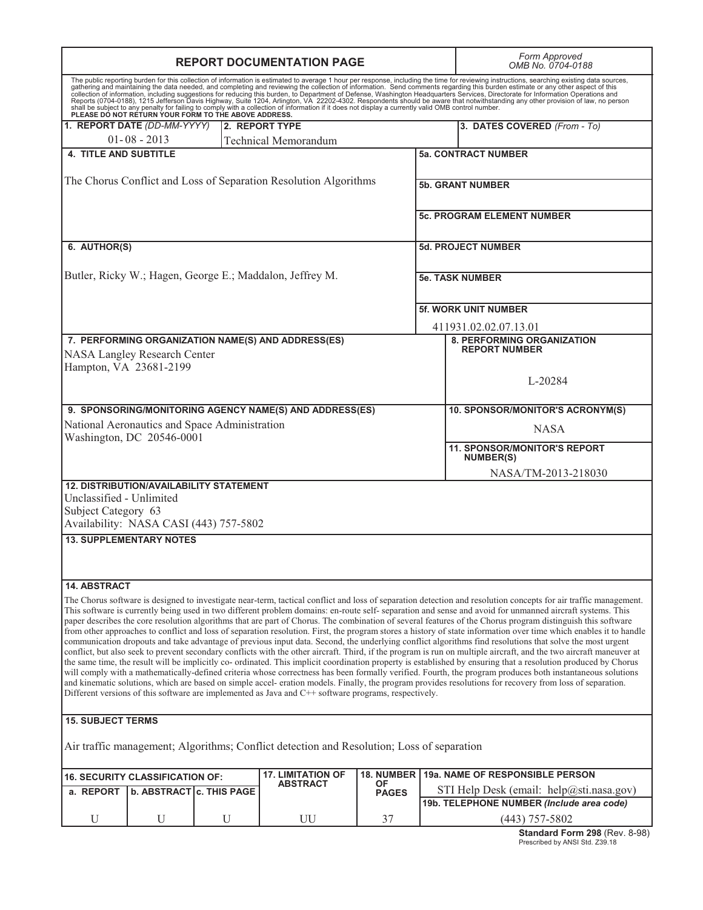# REPORT DOCUMENTATION PAGE

*Form Approved*
*OMB No. 0704-0188*

The public reporting burden for this collection of information is estimated to average 1 hour per response, including the time for reviewing instructions, searching existing data sources, gathering and maintaining the data needed, and completing and reviewing the collection of information. Send comments regarding this burden estimate or any other aspect of this collection of information, including suggestions for reducing this burden, to Department of Defense, Washington Headquarters Services, Directorate for Information Operations and Reports (0704-0188), 1215 Jefferson Davis Highway, Suite 1204, Arlington, VA 22202-4302. Respondents should be aware that notwithstanding any other provision of law, no person shall be subject to any penalty for failing to comply with a collection of information if it does not display a currently valid OMB control number.
**PLEASE DO NOT RETURN YOUR FORM TO THE ABOVE ADDRESS.**

**1. REPORT DATE** *(DD-MM-YYYY)*
01- 08 - 2013

**2. REPORT TYPE**
Technical Memorandum

**3. DATES COVERED** *(From - To)*

**4. TITLE AND SUBTITLE**
The Chorus Conflict and Loss of Separation Resolution Algorithms

**5a. CONTRACT NUMBER**

**5b. GRANT NUMBER**

**5c. PROGRAM ELEMENT NUMBER**

**6. AUTHOR(S)**
Butler, Ricky W.; Hagen, George E.; Maddalon, Jeffrey M.

**5d. PROJECT NUMBER**

**5e. TASK NUMBER**

**5f. WORK UNIT NUMBER**
411931.02.02.07.13.01

**7. PERFORMING ORGANIZATION NAME(S) AND ADDRESS(ES)**
NASA Langley Research Center
Hampton, VA 23681-2199

**8. PERFORMING ORGANIZATION REPORT NUMBER**
L-20284

**9. SPONSORING/MONITORING AGENCY NAME(S) AND ADDRESS(ES)**
National Aeronautics and Space Administration
Washington, DC 20546-0001

**10. SPONSOR/MONITOR'S ACRONYM(S)**
NASA

**11. SPONSOR/MONITOR'S REPORT NUMBER(S)**
NASA/TM-2013-218030

**12. DISTRIBUTION/AVAILABILITY STATEMENT**
Unclassified - Unlimited
Subject Category 63
Availability: NASA CASI (443) 757-5802

**13. SUPPLEMENTARY NOTES**

**14. ABSTRACT**
The Chorus software is designed to investigate near-term, tactical conflict and loss of separation detection and resolution concepts for air traffic management. This software is currently being used in two different problem domains: en-route self- separation and sense and avoid for unmanned aircraft systems. This paper describes the core resolution algorithms that are part of Chorus. The combination of several features of the Chorus program distinguish this software from other approaches to conflict and loss of separation resolution. First, the program stores a history of state information over time which enables it to handle communication dropouts and take advantage of previous input data. Second, the underlying conflict algorithms find resolutions that solve the most urgent conflict, but also seek to prevent secondary conflicts with the other aircraft. Third, if the program is run on multiple aircraft, and the two aircraft maneuver at the same time, the result will be implicitly co- ordinated. This implicit coordination property is established by ensuring that a resolution produced by Chorus will comply with a mathematically-defined criteria whose correctness has been formally verified. Fourth, the program produces both instantaneous solutions and kinematic solutions, which are based on simple accel- eration models. Finally, the program provides resolutions for recovery from loss of separation. Different versions of this software are implemented as Java and C++ software programs, respectively.

**15. SUBJECT TERMS**
Air traffic management; Algorithms; Conflict detection and Resolution; Loss of separation

| 16. SECURITY CLASSIFICATION OF: | | | 17. LIMITATION OF ABSTRACT | 18. NUMBER OF PAGES | 19a. NAME OF RESPONSIBLE PERSON |
|---|---|---|---|---|---|
| a. REPORT | b. ABSTRACT | c. THIS PAGE | | | STI Help Desk (email: help@sti.nasa.gov) |
| | | | | | 19b. TELEPHONE NUMBER *(Include area code)* |
| U | U | U | UU | 37 | (443) 757-5802 |

**Standard Form 298** (Rev. 8-98)
Prescribed by ANSI Std. Z39.18